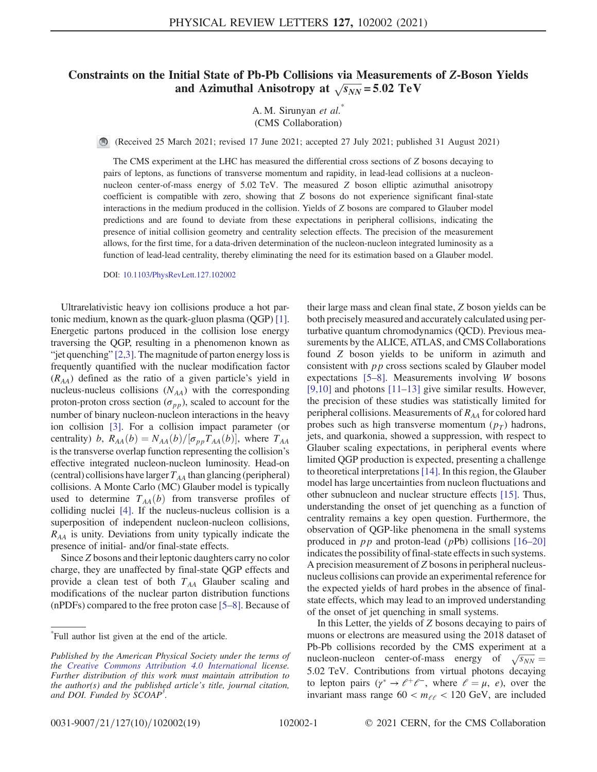# Constraints on the Initial State of Pb-Pb Collisions via Measurements of $Z$-Boson Yields and Azimuthal Anisotropy at $\sqrt{s_{NN}} = 5.02$ TeV

A. M. Sirunyan *et al.*[*]

(CMS Collaboration)

(Received 25 March 2021; revised 17 June 2021; accepted 27 July 2021; published 31 August 2021)

The CMS experiment at the LHC has measured the differential cross sections of $Z$ bosons decaying to pairs of leptons, as functions of transverse momentum and rapidity, in lead-lead collisions at a nucleon-nucleon center-of-mass energy of 5.02 TeV. The measured $Z$ boson elliptic azimuthal anisotropy coefficient is compatible with zero, showing that $Z$ bosons do not experience significant final-state interactions in the medium produced in the collision. Yields of $Z$ bosons are compared to Glauber model predictions and are found to deviate from these expectations in peripheral collisions, indicating the presence of initial collision geometry and centrality selection effects. The precision of the measurement allows, for the first time, for a data-driven determination of the nucleon-nucleon integrated luminosity as a function of lead-lead centrality, thereby eliminating the need for its estimation based on a Glauber model.

DOI: 10.1103/PhysRevLett.127.102002

Ultrarelativistic heavy ion collisions produce a hot partonic medium, known as the quark-gluon plasma (QGP) [1]. Energetic partons produced in the collision lose energy traversing the QGP, resulting in a phenomenon known as "jet quenching" [2,3]. The magnitude of parton energy loss is frequently quantified with the nuclear modification factor ($R_{AA}$) defined as the ratio of a given particle's yield in nucleus-nucleus collisions ($N_{AA}$) with the corresponding proton-proton cross section ($\sigma_{pp}$), scaled to account for the number of binary nucleon-nucleon interactions in the heavy ion collision [3]. For a collision impact parameter (or centrality) $b$, $R_{AA}(b) = N_{AA}(b)/[\sigma_{pp}T_{AA}(b)]$, where $T_{AA}$ is the transverse overlap function representing the collision's effective integrated nucleon-nucleon luminosity. Head-on (central) collisions have larger $T_{AA}$ than glancing (peripheral) collisions. A Monte Carlo (MC) Glauber model is typically used to determine $T_{AA}(b)$ from transverse profiles of colliding nuclei [4]. If the nucleus-nucleus collision is a superposition of independent nucleon-nucleon collisions, $R_{AA}$ is unity. Deviations from unity typically indicate the presence of initial- and/or final-state effects.

Since $Z$ bosons and their leptonic daughters carry no color charge, they are unaffected by final-state QGP effects and provide a clean test of both $T_{AA}$ Glauber scaling and modifications of the nuclear parton distribution functions (nPDFs) compared to the free proton case [5–8]. Because of their large mass and clean final state, $Z$ boson yields can be both precisely measured and accurately calculated using perturbative quantum chromodynamics (QCD). Previous measurements by the ALICE, ATLAS, and CMS Collaborations found $Z$ boson yields to be uniform in azimuth and consistent with $pp$ cross sections scaled by Glauber model expectations [5–8]. Measurements involving $W$ bosons [9,10] and photons [11–13] give similar results. However, the precision of these studies was statistically limited for peripheral collisions. Measurements of $R_{AA}$ for colored hard probes such as high transverse momentum ($p_T$) hadrons, jets, and quarkonia, showed a suppression, with respect to Glauber scaling expectations, in peripheral events where limited QGP production is expected, presenting a challenge to theoretical interpretations [14]. In this region, the Glauber model has large uncertainties from nucleon fluctuations and other subnucleon and nuclear structure effects [15]. Thus, understanding the onset of jet quenching as a function of centrality remains a key open question. Furthermore, the observation of QGP-like phenomena in the small systems produced in $pp$ and proton-lead ($p$Pb) collisions [16–20] indicates the possibility of final-state effects in such systems. A precision measurement of $Z$ bosons in peripheral nucleus-nucleus collisions can provide an experimental reference for the expected yields of hard probes in the absence of final-state effects, which may lead to an improved understanding of the onset of jet quenching in small systems.

In this Letter, the yields of $Z$ bosons decaying to pairs of muons or electrons are measured using the 2018 dataset of Pb-Pb collisions recorded by the CMS experiment at a nucleon-nucleon center-of-mass energy of $\sqrt{s_{NN}} = 5.02$ TeV. Contributions from virtual photons decaying to lepton pairs ($\gamma^* \rightarrow \ell^+\ell^-$, where $\ell = \mu$, $e$), over the invariant mass range $60 < m_{\ell\ell} < 120$ GeV, are included

[*]Full author list given at the end of the article.

*Published by the American Physical Society under the terms of the Creative Commons Attribution 4.0 International license. Further distribution of this work must maintain attribution to the author(s) and the published article's title, journal citation, and DOI. Funded by SCOAP[3].*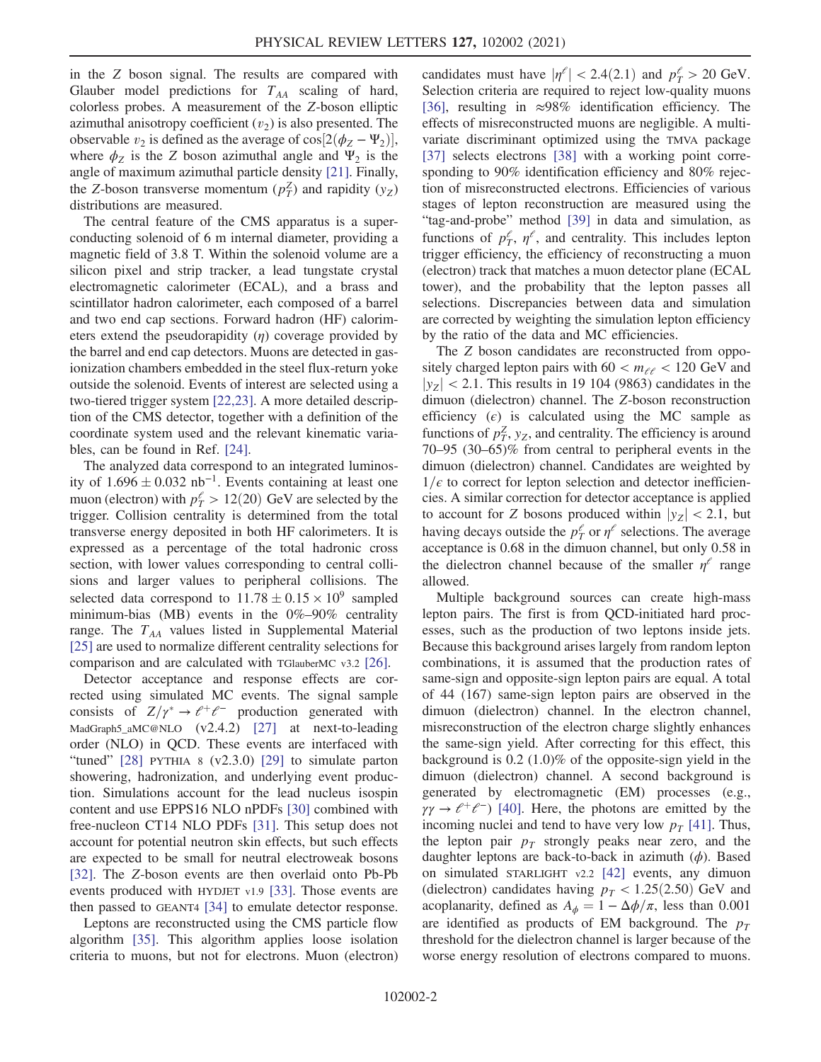in the $Z$ boson signal. The results are compared with Glauber model predictions for $T_{AA}$ scaling of hard, colorless probes. A measurement of the $Z$-boson elliptic azimuthal anisotropy coefficient ($v_2$) is also presented. The observable $v_2$ is defined as the average of $\cos[2(\phi_Z - \Psi_2)]$, where $\phi_Z$ is the $Z$ boson azimuthal angle and $\Psi_2$ is the angle of maximum azimuthal particle density [21]. Finally, the $Z$-boson transverse momentum ($p_T^Z$) and rapidity ($y_Z$) distributions are measured.

The central feature of the CMS apparatus is a superconducting solenoid of 6 m internal diameter, providing a magnetic field of 3.8 T. Within the solenoid volume are a silicon pixel and strip tracker, a lead tungstate crystal electromagnetic calorimeter (ECAL), and a brass and scintillator hadron calorimeter, each composed of a barrel and two end cap sections. Forward hadron (HF) calorimeters extend the pseudorapidity ($\eta$) coverage provided by the barrel and end cap detectors. Muons are detected in gas-ionization chambers embedded in the steel flux-return yoke outside the solenoid. Events of interest are selected using a two-tiered trigger system [22,23]. A more detailed description of the CMS detector, together with a definition of the coordinate system used and the relevant kinematic variables, can be found in Ref. [24].

The analyzed data correspond to an integrated luminosity of $1.696 \pm 0.032\ \mathrm{nb}^{-1}$. Events containing at least one muon (electron) with $p_T^\ell > 12(20)$ GeV are selected by the trigger. Collision centrality is determined from the total transverse energy deposited in both HF calorimeters. It is expressed as a percentage of the total hadronic cross section, with lower values corresponding to central collisions and larger values to peripheral collisions. The selected data correspond to $11.78 \pm 0.15 \times 10^9$ sampled minimum-bias (MB) events in the 0%–90% centrality range. The $T_{AA}$ values listed in Supplemental Material [25] are used to normalize different centrality selections for comparison and are calculated with TGlauberMC v3.2 [26].

Detector acceptance and response effects are corrected using simulated MC events. The signal sample consists of $Z/\gamma^* \to \ell^+\ell^-$ production generated with MadGraph5_aMC@NLO (v2.4.2) [27] at next-to-leading order (NLO) in QCD. These events are interfaced with "tuned" [28] PYTHIA 8 (v2.3.0) [29] to simulate parton showering, hadronization, and underlying event production. Simulations account for the lead nucleus isospin content and use EPPS16 NLO nPDFs [30] combined with free-nucleon CT14 NLO PDFs [31]. This setup does not account for potential neutron skin effects, but such effects are expected to be small for neutral electroweak bosons [32]. The $Z$-boson events are then overlaid onto Pb-Pb events produced with HYDJET v1.9 [33]. Those events are then passed to GEANT4 [34] to emulate detector response.

Leptons are reconstructed using the CMS particle flow algorithm [35]. This algorithm applies loose isolation criteria to muons, but not for electrons. Muon (electron) candidates must have $|\eta^\ell| < 2.4(2.1)$ and $p_T^\ell > 20$ GeV. Selection criteria are required to reject low-quality muons [36], resulting in $\approx$98% identification efficiency. The effects of misreconstructed muons are negligible. A multivariate discriminant optimized using the TMVA package [37] selects electrons [38] with a working point corresponding to 90% identification efficiency and 80% rejection of misreconstructed electrons. Efficiencies of various stages of lepton reconstruction are measured using the "tag-and-probe" method [39] in data and simulation, as functions of $p_T^\ell$, $\eta^\ell$, and centrality. This includes lepton trigger efficiency, the efficiency of reconstructing a muon (electron) track that matches a muon detector plane (ECAL tower), and the probability that the lepton passes all selections. Discrepancies between data and simulation are corrected by weighting the simulation lepton efficiency by the ratio of the data and MC efficiencies.

The $Z$ boson candidates are reconstructed from oppositely charged lepton pairs with $60 < m_{\ell\ell} < 120$ GeV and $|y_Z| < 2.1$. This results in 19 104 (9863) candidates in the dimuon (dielectron) channel. The $Z$-boson reconstruction efficiency ($\epsilon$) is calculated using the MC sample as functions of $p_T^Z$, $y_Z$, and centrality. The efficiency is around 70–95 (30–65)% from central to peripheral events in the dimuon (dielectron) channel. Candidates are weighted by $1/\epsilon$ to correct for lepton selection and detector inefficiencies. A similar correction for detector acceptance is applied to account for $Z$ bosons produced within $|y_Z| < 2.1$, but having decays outside the $p_T^\ell$ or $\eta^\ell$ selections. The average acceptance is 0.68 in the dimuon channel, but only 0.58 in the dielectron channel because of the smaller $\eta^\ell$ range allowed.

Multiple background sources can create high-mass lepton pairs. The first is from QCD-initiated hard processes, such as the production of two leptons inside jets. Because this background arises largely from random lepton combinations, it is assumed that the production rates of same-sign and opposite-sign lepton pairs are equal. A total of 44 (167) same-sign lepton pairs are observed in the dimuon (dielectron) channel. In the electron channel, misreconstruction of the electron charge slightly enhances the same-sign yield. After correcting for this effect, this background is 0.2 (1.0)% of the opposite-sign yield in the dimuon (dielectron) channel. A second background is generated by electromagnetic (EM) processes (e.g., $\gamma\gamma \to \ell^+\ell^-$) [40]. Here, the photons are emitted by the incoming nuclei and tend to have very low $p_T$ [41]. Thus, the lepton pair $p_T$ strongly peaks near zero, and the daughter leptons are back-to-back in azimuth ($\phi$). Based on simulated STARLIGHT v2.2 [42] events, any dimuon (dielectron) candidates having $p_T < 1.25(2.50)$ GeV and acoplanarity, defined as $A_\phi = 1 - \Delta\phi/\pi$, less than 0.001 are identified as products of EM background. The $p_T$ threshold for the dielectron channel is larger because of the worse energy resolution of electrons compared to muons.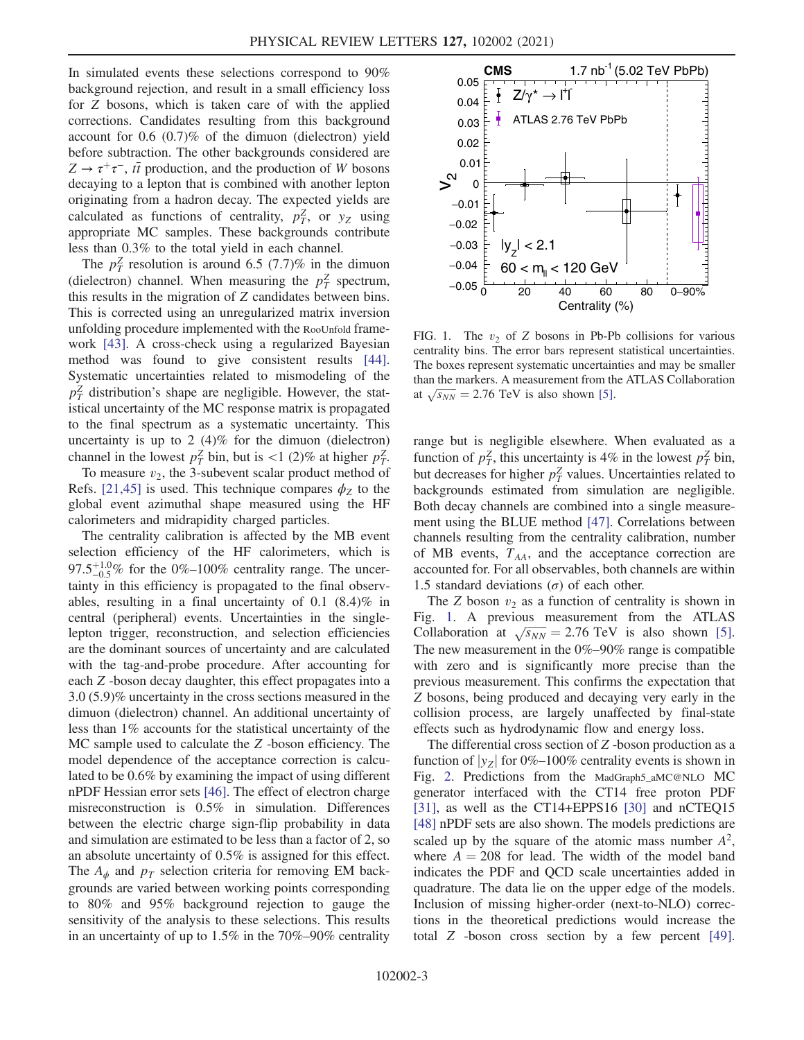In simulated events these selections correspond to 90% background rejection, and result in a small efficiency loss for $Z$ bosons, which is taken care of with the applied corrections. Candidates resulting from this background account for 0.6 (0.7)% of the dimuon (dielectron) yield before subtraction. The other backgrounds considered are $Z \to \tau^+\tau^-$, $t\bar{t}$ production, and the production of $W$ bosons decaying to a lepton that is combined with another lepton originating from a hadron decay. The expected yields are calculated as functions of centrality, $p_T^Z$, or $y_Z$ using appropriate MC samples. These backgrounds contribute less than 0.3% to the total yield in each channel.

The $p_T^Z$ resolution is around 6.5 (7.7)% in the dimuon (dielectron) channel. When measuring the $p_T^Z$ spectrum, this results in the migration of $Z$ candidates between bins. This is corrected using an unregularized matrix inversion unfolding procedure implemented with the RooUnfold framework [43]. A cross-check using a regularized Bayesian method was found to give consistent results [44]. Systematic uncertainties related to mismodeling of the $p_T^Z$ distribution's shape are negligible. However, the statistical uncertainty of the MC response matrix is propagated to the final spectrum as a systematic uncertainty. This uncertainty is up to 2 (4)% for the dimuon (dielectron) channel in the lowest $p_T^Z$ bin, but is $<1$ (2)% at higher $p_T^Z$.

To measure $v_2$, the 3-subevent scalar product method of Refs. [21,45] is used. This technique compares $\phi_Z$ to the global event azimuthal shape measured using the HF calorimeters and midrapidity charged particles.

The centrality calibration is affected by the MB event selection efficiency of the HF calorimeters, which is $97.5^{+1.0}_{-0.5}\%$ for the 0%–100% centrality range. The uncertainty in this efficiency is propagated to the final observables, resulting in a final uncertainty of 0.1 (8.4)% in central (peripheral) events. Uncertainties in the single-lepton trigger, reconstruction, and selection efficiencies are the dominant sources of uncertainty and are calculated with the tag-and-probe procedure. After accounting for each $Z$ -boson decay daughter, this effect propagates into a 3.0 (5.9)% uncertainty in the cross sections measured in the dimuon (dielectron) channel. An additional uncertainty of less than 1% accounts for the statistical uncertainty of the MC sample used to calculate the $Z$ -boson efficiency. The model dependence of the acceptance correction is calculated to be 0.6% by examining the impact of using different nPDF Hessian error sets [46]. The effect of electron charge misreconstruction is 0.5% in simulation. Differences between the electric charge sign-flip probability in data and simulation are estimated to be less than a factor of 2, so an absolute uncertainty of 0.5% is assigned for this effect. The $A_\phi$ and $p_T$ selection criteria for removing EM backgrounds are varied between working points corresponding to 80% and 95% background rejection to gauge the sensitivity of the analysis to these selections. This results in an uncertainty of up to 1.5% in the 70%–90% centrality range but is negligible elsewhere. When evaluated as a function of $p_T^Z$, this uncertainty is 4% in the lowest $p_T^Z$ bin, but decreases for higher $p_T^Z$ values. Uncertainties related to backgrounds estimated from simulation are negligible. Both decay channels are combined into a single measurement using the BLUE method [47]. Correlations between channels resulting from the centrality calibration, number of MB events, $T_{AA}$, and the acceptance correction are accounted for. For all observables, both channels are within 1.5 standard deviations ($\sigma$) of each other.

FIG. 1. The $v_2$ of $Z$ bosons in Pb-Pb collisions for various centrality bins. The error bars represent statistical uncertainties. The boxes represent systematic uncertainties and may be smaller than the markers. A measurement from the ATLAS Collaboration at $\sqrt{s_{NN}} = 2.76$ TeV is also shown [5].

The $Z$ boson $v_2$ as a function of centrality is shown in Fig. 1. A previous measurement from the ATLAS Collaboration at $\sqrt{s_{NN}} = 2.76$ TeV is also shown [5]. The new measurement in the 0%–90% range is compatible with zero and is significantly more precise than the previous measurement. This confirms the expectation that $Z$ bosons, being produced and decaying very early in the collision process, are largely unaffected by final-state effects such as hydrodynamic flow and energy loss.

The differential cross section of $Z$ -boson production as a function of $|y_Z|$ for 0%–100% centrality events is shown in Fig. 2. Predictions from the MadGraph5_aMC@NLO MC generator interfaced with the CT14 free proton PDF [31], as well as the CT14+EPPS16 [30] and nCTEQ15 [48] nPDF sets are also shown. The models predictions are scaled up by the square of the atomic mass number $A^2$, where $A = 208$ for lead. The width of the model band indicates the PDF and QCD scale uncertainties added in quadrature. The data lie on the upper edge of the models. Inclusion of missing higher-order (next-to-NLO) corrections in the theoretical predictions would increase the total $Z$ -boson cross section by a few percent [49].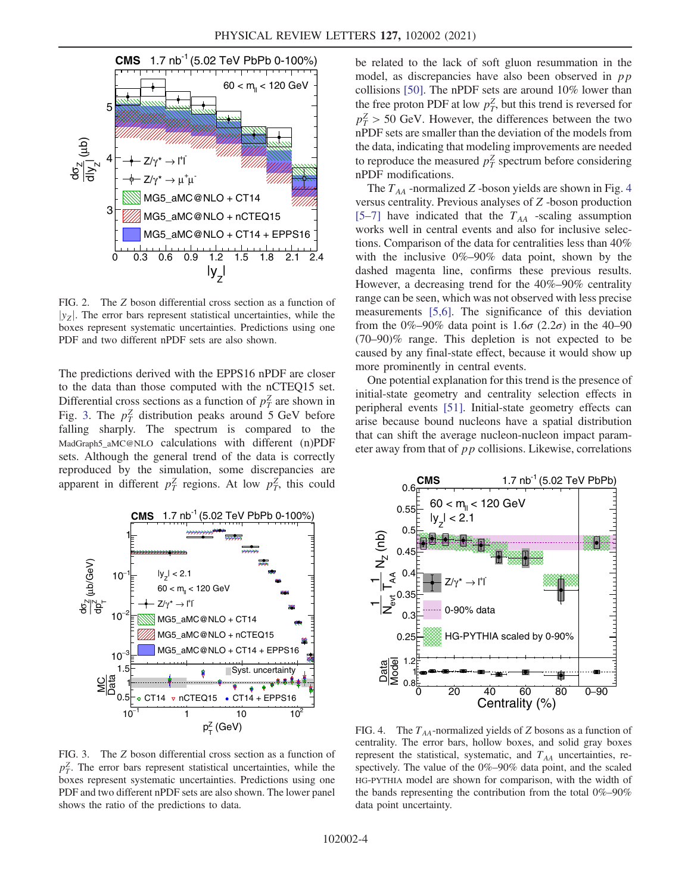FIG. 2. The $Z$ boson differential cross section as a function of $|y_Z|$. The error bars represent statistical uncertainties, while the boxes represent systematic uncertainties. Predictions using one PDF and two different nPDF sets are also shown.

The predictions derived with the EPPS16 nPDF are closer to the data than those computed with the nCTEQ15 set. Differential cross sections as a function of $p_T^Z$ are shown in Fig. 3. The $p_T^Z$ distribution peaks around 5 GeV before falling sharply. The spectrum is compared to the MadGraph5_aMC@NLO calculations with different (n)PDF sets. Although the general trend of the data is correctly reproduced by the simulation, some discrepancies are apparent in different $p_T^Z$ regions. At low $p_T^Z$, this could be related to the lack of soft gluon resummation in the model, as discrepancies have also been observed in $pp$ collisions [50]. The nPDF sets are around 10% lower than the free proton PDF at low $p_T^Z$, but this trend is reversed for $p_T^Z > 50$ GeV. However, the differences between the two nPDF sets are smaller than the deviation of the models from the data, indicating that modeling improvements are needed to reproduce the measured $p_T^Z$ spectrum before considering nPDF modifications.

FIG. 3. The $Z$ boson differential cross section as a function of $p_T^Z$. The error bars represent statistical uncertainties, while the boxes represent systematic uncertainties. Predictions using one PDF and two different nPDF sets are also shown. The lower panel shows the ratio of the predictions to data.

The $T_{AA}$ -normalized $Z$ -boson yields are shown in Fig. 4 versus centrality. Previous analyses of $Z$ -boson production [5–7] have indicated that the $T_{AA}$ -scaling assumption works well in central events and also for inclusive selections. Comparison of the data for centralities less than 40% with the inclusive 0%–90% data point, shown by the dashed magenta line, confirms these previous results. However, a decreasing trend for the 40%–90% centrality range can be seen, which was not observed with less precise measurements [5,6]. The significance of this deviation from the 0%–90% data point is $1.6\sigma$ ($2.2\sigma$) in the 40–90 (70–90)% range. This depletion is not expected to be caused by any final-state effect, because it would show up more prominently in central events.

One potential explanation for this trend is the presence of initial-state geometry and centrality selection effects in peripheral events [51]. Initial-state geometry effects can arise because bound nucleons have a spatial distribution that can shift the average nucleon-nucleon impact parameter away from that of $pp$ collisions. Likewise, correlations

FIG. 4. The $T_{AA}$-normalized yields of $Z$ bosons as a function of centrality. The error bars, hollow boxes, and solid gray boxes represent the statistical, systematic, and $T_{AA}$ uncertainties, respectively. The value of the 0%–90% data point, and the scaled HG-PYTHIA model are shown for comparison, with the width of the bands representing the contribution from the total 0%–90% data point uncertainty.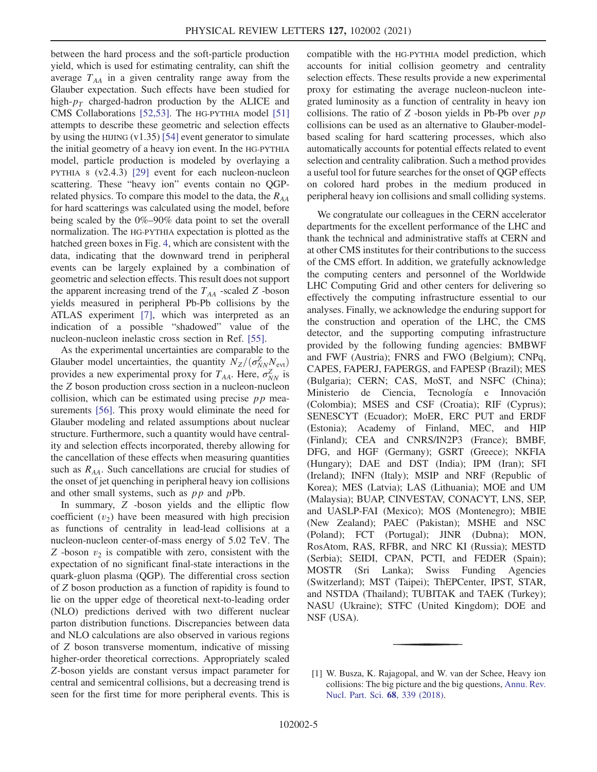between the hard process and the soft-particle production yield, which is used for estimating centrality, can shift the average $T_{AA}$ in a given centrality range away from the Glauber expectation. Such effects have been studied for high-$p_T$ charged-hadron production by the ALICE and CMS Collaborations [52,53]. The HG-PYTHIA model [51] attempts to describe these geometric and selection effects by using the HIJING (v1.35) [54] event generator to simulate the initial geometry of a heavy ion event. In the HG-PYTHIA model, particle production is modeled by overlaying a PYTHIA 8 (v2.4.3) [29] event for each nucleon-nucleon scattering. These "heavy ion" events contain no QGP-related physics. To compare this model to the data, the $R_{AA}$ for hard scatterings was calculated using the model, before being scaled by the 0%–90% data point to set the overall normalization. The HG-PYTHIA expectation is plotted as the hatched green boxes in Fig. 4, which are consistent with the data, indicating that the downward trend in peripheral events can be largely explained by a combination of geometric and selection effects. This result does not support the apparent increasing trend of the $T_{AA}$ -scaled $Z$ -boson yields measured in peripheral Pb-Pb collisions by the ATLAS experiment [7], which was interpreted as an indication of a possible "shadowed" value of the nucleon-nucleon inelastic cross section in Ref. [55].

As the experimental uncertainties are comparable to the Glauber model uncertainties, the quantity $N_Z/(\sigma_{NN}^{Z} N_{\mathrm{evt}})$ provides a new experimental proxy for $T_{AA}$. Here, $\sigma_{NN}^{Z}$ is the $Z$ boson production cross section in a nucleon-nucleon collision, which can be estimated using precise $pp$ measurements [56]. This proxy would eliminate the need for Glauber modeling and related assumptions about nuclear structure. Furthermore, such a quantity would have centrality and selection effects incorporated, thereby allowing for the cancellation of these effects when measuring quantities such as $R_{AA}$. Such cancellations are crucial for studies of the onset of jet quenching in peripheral heavy ion collisions and other small systems, such as $pp$ and $p$Pb.

In summary, $Z$ -boson yields and the elliptic flow coefficient ($v_2$) have been measured with high precision as functions of centrality in lead-lead collisions at a nucleon-nucleon center-of-mass energy of 5.02 TeV. The $Z$ -boson $v_2$ is compatible with zero, consistent with the expectation of no significant final-state interactions in the quark-gluon plasma (QGP). The differential cross section of $Z$ boson production as a function of rapidity is found to lie on the upper edge of theoretical next-to-leading order (NLO) predictions derived with two different nuclear parton distribution functions. Discrepancies between data and NLO calculations are also observed in various regions of $Z$ boson transverse momentum, indicative of missing higher-order theoretical corrections. Appropriately scaled $Z$-boson yields are constant versus impact parameter for central and semicentral collisions, but a decreasing trend is seen for the first time for more peripheral events. This is compatible with the HG-PYTHIA model prediction, which accounts for initial collision geometry and centrality selection effects. These results provide a new experimental proxy for estimating the average nucleon-nucleon integrated luminosity as a function of centrality in heavy ion collisions. The ratio of $Z$ -boson yields in Pb-Pb over $pp$ collisions can be used as an alternative to Glauber-model-based scaling for hard scattering processes, which also automatically accounts for potential effects related to event selection and centrality calibration. Such a method provides a useful tool for future searches for the onset of QGP effects on colored hard probes in the medium produced in peripheral heavy ion collisions and small colliding systems.

We congratulate our colleagues in the CERN accelerator departments for the excellent performance of the LHC and thank the technical and administrative staffs at CERN and at other CMS institutes for their contributions to the success of the CMS effort. In addition, we gratefully acknowledge the computing centers and personnel of the Worldwide LHC Computing Grid and other centers for delivering so effectively the computing infrastructure essential to our analyses. Finally, we acknowledge the enduring support for the construction and operation of the LHC, the CMS detector, and the supporting computing infrastructure provided by the following funding agencies: BMBWF and FWF (Austria); FNRS and FWO (Belgium); CNPq, CAPES, FAPERJ, FAPERGS, and FAPESP (Brazil); MES (Bulgaria); CERN; CAS, MoST, and NSFC (China); Ministerio de Ciencia, Tecnología e Innovación (Colombia); MSES and CSF (Croatia); RIF (Cyprus); SENESCYT (Ecuador); MoER, ERC PUT and ERDF (Estonia); Academy of Finland, MEC, and HIP (Finland); CEA and CNRS/IN2P3 (France); BMBF, DFG, and HGF (Germany); GSRT (Greece); NKFIA (Hungary); DAE and DST (India); IPM (Iran); SFI (Ireland); INFN (Italy); MSIP and NRF (Republic of Korea); MES (Latvia); LAS (Lithuania); MOE and UM (Malaysia); BUAP, CINVESTAV, CONACYT, LNS, SEP, and UASLP-FAI (Mexico); MOS (Montenegro); MBIE (New Zealand); PAEC (Pakistan); MSHE and NSC (Poland); FCT (Portugal); JINR (Dubna); MON, RosAtom, RAS, RFBR, and NRC KI (Russia); MESTD (Serbia); SEIDI, CPAN, PCTI, and FEDER (Spain); MOSTR (Sri Lanka); Swiss Funding Agencies (Switzerland); MST (Taipei); ThEPCenter, IPST, STAR, and NSTDA (Thailand); TUBITAK and TAEK (Turkey); NASU (Ukraine); STFC (United Kingdom); DOE and NSF (USA).

---

[1] W. Busza, K. Rajagopal, and W. van der Schee, Heavy ion collisions: The big picture and the big questions, Annu. Rev. Nucl. Part. Sci. **68**, 339 (2018).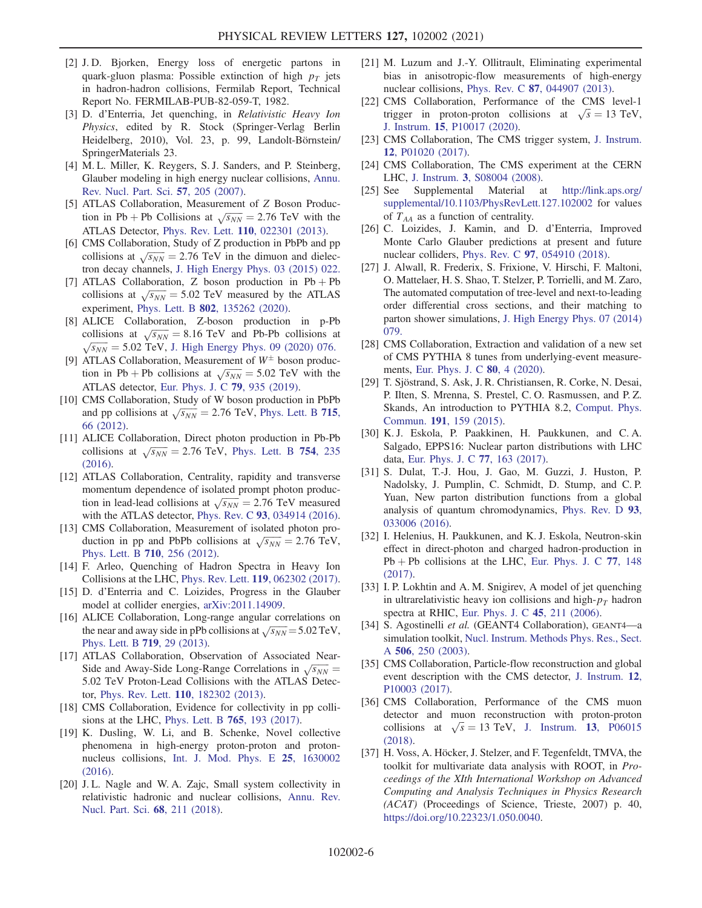[2] J. D. Bjorken, Energy loss of energetic partons in quark-gluon plasma: Possible extinction of high $p_T$ jets in hadron-hadron collisions, Fermilab Report, Technical Report No. FERMILAB-PUB-82-059-T, 1982.

[3] D. d'Enterria, Jet quenching, in *Relativistic Heavy Ion Physics*, edited by R. Stock (Springer-Verlag Berlin Heidelberg, 2010), Vol. 23, p. 99, Landolt-Börnstein/SpringerMaterials 23.

[4] M. L. Miller, K. Reygers, S. J. Sanders, and P. Steinberg, Glauber modeling in high energy nuclear collisions, Annu. Rev. Nucl. Part. Sci. **57**, 205 (2007).

[5] ATLAS Collaboration, Measurement of Z Boson Production in Pb + Pb Collisions at $\sqrt{s_{NN}} = 2.76$ TeV with the ATLAS Detector, Phys. Rev. Lett. **110**, 022301 (2013).

[6] CMS Collaboration, Study of Z production in PbPb and pp collisions at $\sqrt{s_{NN}} = 2.76$ TeV in the dimuon and dielectron decay channels, J. High Energy Phys. 03 (2015) 022.

[7] ATLAS Collaboration, Z boson production in Pb + Pb collisions at $\sqrt{s_{NN}} = 5.02$ TeV measured by the ATLAS experiment, Phys. Lett. B **802**, 135262 (2020).

[8] ALICE Collaboration, Z-boson production in p-Pb collisions at $\sqrt{s_{NN}} = 8.16$ TeV and Pb-Pb collisions at $\sqrt{s_{NN}} = 5.02$ TeV, J. High Energy Phys. 09 (2020) 076.

[9] ATLAS Collaboration, Measurement of $W^{\pm}$ boson production in Pb + Pb collisions at $\sqrt{s_{NN}} = 5.02$ TeV with the ATLAS detector, Eur. Phys. J. C **79**, 935 (2019).

[10] CMS Collaboration, Study of W boson production in PbPb and pp collisions at $\sqrt{s_{NN}} = 2.76$ TeV, Phys. Lett. B **715**, 66 (2012).

[11] ALICE Collaboration, Direct photon production in Pb-Pb collisions at $\sqrt{s_{NN}} = 2.76$ TeV, Phys. Lett. B **754**, 235 (2016).

[12] ATLAS Collaboration, Centrality, rapidity and transverse momentum dependence of isolated prompt photon production in lead-lead collisions at $\sqrt{s_{NN}} = 2.76$ TeV measured with the ATLAS detector, Phys. Rev. C **93**, 034914 (2016).

[13] CMS Collaboration, Measurement of isolated photon production in pp and PbPb collisions at $\sqrt{s_{NN}} = 2.76$ TeV, Phys. Lett. B **710**, 256 (2012).

[14] F. Arleo, Quenching of Hadron Spectra in Heavy Ion Collisions at the LHC, Phys. Rev. Lett. **119**, 062302 (2017).

[15] D. d'Enterria and C. Loizides, Progress in the Glauber model at collider energies, arXiv:2011.14909.

[16] ALICE Collaboration, Long-range angular correlations on the near and away side in pPb collisions at $\sqrt{s_{NN}} = 5.02$ TeV, Phys. Lett. B **719**, 29 (2013).

[17] ATLAS Collaboration, Observation of Associated Near-Side and Away-Side Long-Range Correlations in $\sqrt{s_{NN}} = 5.02$ TeV Proton-Lead Collisions with the ATLAS Detector, Phys. Rev. Lett. **110**, 182302 (2013).

[18] CMS Collaboration, Evidence for collectivity in pp collisions at the LHC, Phys. Lett. B **765**, 193 (2017).

[19] K. Dusling, W. Li, and B. Schenke, Novel collective phenomena in high-energy proton-proton and proton-nucleus collisions, Int. J. Mod. Phys. E **25**, 1630002 (2016).

[20] J. L. Nagle and W. A. Zajc, Small system collectivity in relativistic hadronic and nuclear collisions, Annu. Rev. Nucl. Part. Sci. **68**, 211 (2018).

[21] M. Luzum and J.-Y. Ollitrault, Eliminating experimental bias in anisotropic-flow measurements of high-energy nuclear collisions, Phys. Rev. C **87**, 044907 (2013).

[22] CMS Collaboration, Performance of the CMS level-1 trigger in proton-proton collisions at $\sqrt{s} = 13$ TeV, J. Instrum. **15**, P10017 (2020).

[23] CMS Collaboration, The CMS trigger system, J. Instrum. **12**, P01020 (2017).

[24] CMS Collaboration, The CMS experiment at the CERN LHC, J. Instrum. **3**, S08004 (2008).

[25] See Supplemental Material at http://link.aps.org/supplemental/10.1103/PhysRevLett.127.102002 for values of $T_{AA}$ as a function of centrality.

[26] C. Loizides, J. Kamin, and D. d'Enterria, Improved Monte Carlo Glauber predictions at present and future nuclear colliders, Phys. Rev. C **97**, 054910 (2018).

[27] J. Alwall, R. Frederix, S. Frixione, V. Hirschi, F. Maltoni, O. Mattelaer, H. S. Shao, T. Stelzer, P. Torrielli, and M. Zaro, The automated computation of tree-level and next-to-leading order differential cross sections, and their matching to parton shower simulations, J. High Energy Phys. 07 (2014) 079.

[28] CMS Collaboration, Extraction and validation of a new set of CMS PYTHIA 8 tunes from underlying-event measurements, Eur. Phys. J. C **80**, 4 (2020).

[29] T. Sjöstrand, S. Ask, J. R. Christiansen, R. Corke, N. Desai, P. Ilten, S. Mrenna, S. Prestel, C. O. Rasmussen, and P. Z. Skands, An introduction to PYTHIA 8.2, Comput. Phys. Commun. **191**, 159 (2015).

[30] K. J. Eskola, P. Paakkinen, H. Paukkunen, and C. A. Salgado, EPPS16: Nuclear parton distributions with LHC data, Eur. Phys. J. C **77**, 163 (2017).

[31] S. Dulat, T.-J. Hou, J. Gao, M. Guzzi, J. Huston, P. Nadolsky, J. Pumplin, C. Schmidt, D. Stump, and C. P. Yuan, New parton distribution functions from a global analysis of quantum chromodynamics, Phys. Rev. D **93**, 033006 (2016).

[32] I. Helenius, H. Paukkunen, and K. J. Eskola, Neutron-skin effect in direct-photon and charged hadron-production in Pb + Pb collisions at the LHC, Eur. Phys. J. C **77**, 148 (2017).

[33] I. P. Lokhtin and A. M. Snigirev, A model of jet quenching in ultrarelativistic heavy ion collisions and high-$p_T$ hadron spectra at RHIC, Eur. Phys. J. C **45**, 211 (2006).

[34] S. Agostinelli *et al.* (GEANT4 Collaboration), GEANT4—a simulation toolkit, Nucl. Instrum. Methods Phys. Res., Sect. A **506**, 250 (2003).

[35] CMS Collaboration, Particle-flow reconstruction and global event description with the CMS detector, J. Instrum. **12**, P10003 (2017).

[36] CMS Collaboration, Performance of the CMS muon detector and muon reconstruction with proton-proton collisions at $\sqrt{s} = 13$ TeV, J. Instrum. **13**, P06015 (2018).

[37] H. Voss, A. Höcker, J. Stelzer, and F. Tegenfeldt, TMVA, the toolkit for multivariate data analysis with ROOT, in *Proceedings of the XIth International Workshop on Advanced Computing and Analysis Techniques in Physics Research (ACAT)* (Proceedings of Science, Trieste, 2007) p. 40, https://doi.org/10.22323/1.050.0040.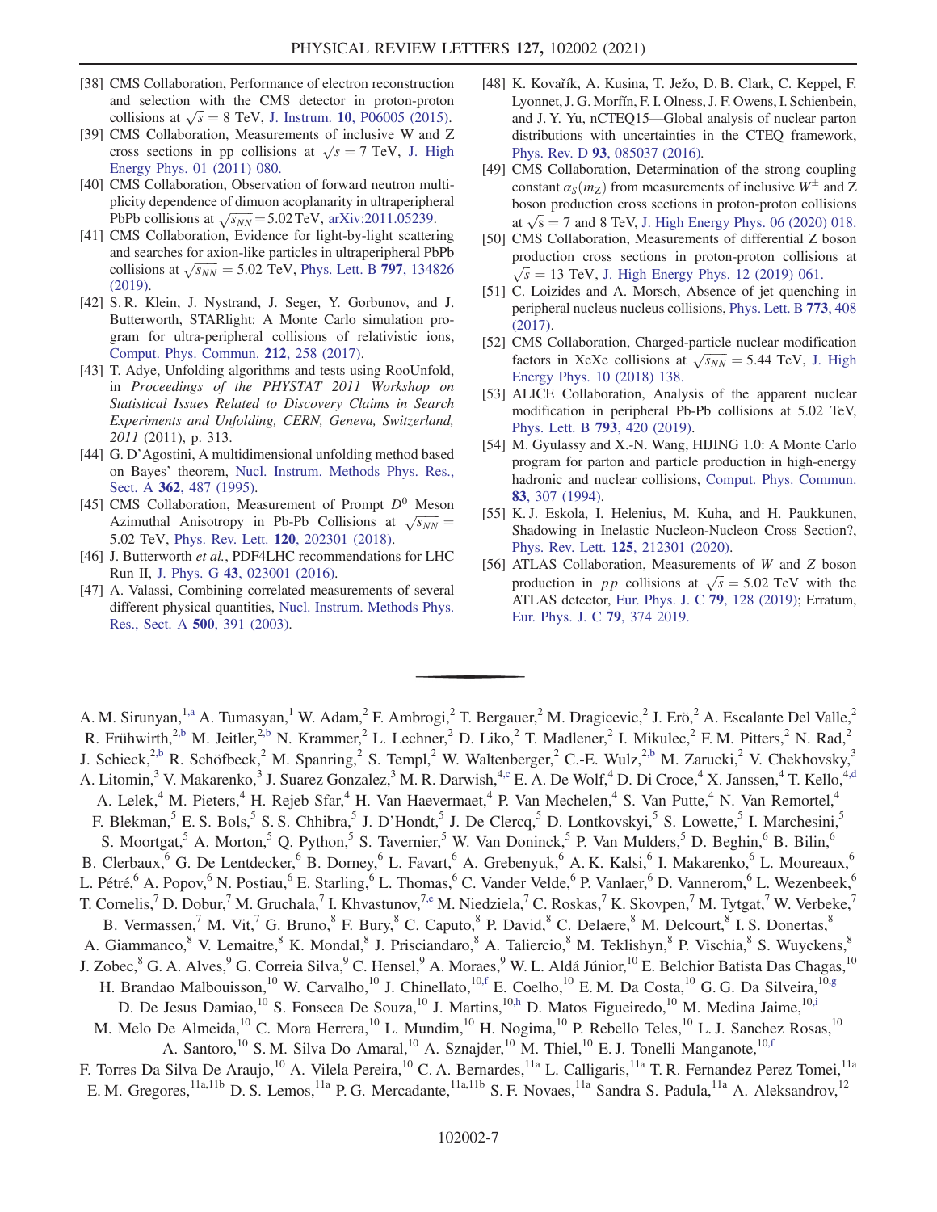[38] CMS Collaboration, Performance of electron reconstruction and selection with the CMS detector in proton-proton collisions at $\sqrt{s} = 8$ TeV, J. Instrum. **10**, P06005 (2015).

[39] CMS Collaboration, Measurements of inclusive W and Z cross sections in pp collisions at $\sqrt{s} = 7$ TeV, J. High Energy Phys. 01 (2011) 080.

[40] CMS Collaboration, Observation of forward neutron multiplicity dependence of dimuon acoplanarity in ultraperipheral PbPb collisions at $\sqrt{s_{NN}} = 5.02$ TeV, arXiv:2011.05239.

[41] CMS Collaboration, Evidence for light-by-light scattering and searches for axion-like particles in ultraperipheral PbPb collisions at $\sqrt{s_{NN}} = 5.02$ TeV, Phys. Lett. B **797**, 134826 (2019).

[42] S. R. Klein, J. Nystrand, J. Seger, Y. Gorbunov, and J. Butterworth, STARlight: A Monte Carlo simulation program for ultra-peripheral collisions of relativistic ions, Comput. Phys. Commun. **212**, 258 (2017).

[43] T. Adye, Unfolding algorithms and tests using RooUnfold, in *Proceedings of the PHYSTAT 2011 Workshop on Statistical Issues Related to Discovery Claims in Search Experiments and Unfolding, CERN, Geneva, Switzerland, 2011* (2011), p. 313.

[44] G. D'Agostini, A multidimensional unfolding method based on Bayes' theorem, Nucl. Instrum. Methods Phys. Res., Sect. A **362**, 487 (1995).

[45] CMS Collaboration, Measurement of Prompt $D^0$ Meson Azimuthal Anisotropy in Pb-Pb Collisions at $\sqrt{s_{NN}} = 5.02$ TeV, Phys. Rev. Lett. **120**, 202301 (2018).

[46] J. Butterworth *et al.*, PDF4LHC recommendations for LHC Run II, J. Phys. G **43**, 023001 (2016).

[47] A. Valassi, Combining correlated measurements of several different physical quantities, Nucl. Instrum. Methods Phys. Res., Sect. A **500**, 391 (2003).

[48] K. Kovařík, A. Kusina, T. Ježo, D. B. Clark, C. Keppel, F. Lyonnet, J. G. Morfín, F. I. Olness, J. F. Owens, I. Schienbein, and J. Y. Yu, nCTEQ15—Global analysis of nuclear parton distributions with uncertainties in the CTEQ framework, Phys. Rev. D **93**, 085037 (2016).

[49] CMS Collaboration, Determination of the strong coupling constant $\alpha_S(m_Z)$ from measurements of inclusive $W^{\pm}$ and Z boson production cross sections in proton-proton collisions at $\sqrt{s} = 7$ and 8 TeV, J. High Energy Phys. 06 (2020) 018.

[50] CMS Collaboration, Measurements of differential Z boson production cross sections in proton-proton collisions at $\sqrt{s} = 13$ TeV, J. High Energy Phys. 12 (2019) 061.

[51] C. Loizides and A. Morsch, Absence of jet quenching in peripheral nucleus nucleus collisions, Phys. Lett. B **773**, 408 (2017).

[52] CMS Collaboration, Charged-particle nuclear modification factors in XeXe collisions at $\sqrt{s_{NN}} = 5.44$ TeV, J. High Energy Phys. 10 (2018) 138.

[53] ALICE Collaboration, Analysis of the apparent nuclear modification in peripheral Pb-Pb collisions at 5.02 TeV, Phys. Lett. B **793**, 420 (2019).

[54] M. Gyulassy and X.-N. Wang, HIJING 1.0: A Monte Carlo program for parton and particle production in high-energy hadronic and nuclear collisions, Comput. Phys. Commun. **83**, 307 (1994).

[55] K. J. Eskola, I. Helenius, M. Kuha, and H. Paukkunen, Shadowing in Inelastic Nucleon-Nucleon Cross Section?, Phys. Rev. Lett. **125**, 212301 (2020).

[56] ATLAS Collaboration, Measurements of $W$ and $Z$ boson production in $pp$ collisions at $\sqrt{s} = 5.02$ TeV with the ATLAS detector, Eur. Phys. J. C **79**, 128 (2019); Erratum, Eur. Phys. J. C **79**, 374 2019.

---

A. M. Sirunyan,[1,a] A. Tumasyan,[1] W. Adam,[2] F. Ambrogi,[2] T. Bergauer,[2] M. Dragicevic,[2] J. Erö,[2] A. Escalante Del Valle,[2] R. Frühwirth,[2,b] M. Jeitler,[2,b] N. Krammer,[2] L. Lechner,[2] D. Liko,[2] T. Madlener,[2] I. Mikulec,[2] F. M. Pitters,[2] N. Rad,[2] J. Schieck,[2,b] R. Schöfbeck,[2] M. Spanring,[2] S. Templ,[2] W. Waltenberger,[2] C.-E. Wulz,[2,b] M. Zarucki,[2] V. Chekhovsky,[3] A. Litomin,[3] V. Makarenko,[3] J. Suarez Gonzalez,[3] M. R. Darwish,[4,c] E. A. De Wolf,[4] D. Di Croce,[4] X. Janssen,[4] T. Kello,[4,d] A. Lelek,[4] M. Pieters,[4] H. Rejeb Sfar,[4] H. Van Haevermaet,[4] P. Van Mechelen,[4] S. Van Putte,[4] N. Van Remortel,[4] F. Blekman,[5] E. S. Bols,[5] S. S. Chhibra,[5] J. D'Hondt,[5] J. De Clercq,[5] D. Lontkovskyi,[5] S. Lowette,[5] I. Marchesini,[5] S. Moortgat,[5] A. Morton,[5] Q. Python,[5] S. Tavernier,[5] W. Van Doninck,[5] P. Van Mulders,[5] D. Beghin,[6] B. Bilin,[6] B. Clerbaux,[6] G. De Lentdecker,[6] B. Dorney,[6] L. Favart,[6] A. Grebenyuk,[6] A. K. Kalsi,[6] I. Makarenko,[6] L. Moureaux,[6] L. Pétré,[6] A. Popov,[6] N. Postiau,[6] E. Starling,[6] L. Thomas,[6] C. Vander Velde,[6] P. Vanlaer,[6] D. Vannerom,[6] L. Wezenbeek,[6] T. Cornelis,[7] D. Dobur,[7] M. Gruchala,[7] I. Khvastunov,[7,e] M. Niedziela,[7] C. Roskas,[7] K. Skovpen,[7] M. Tytgat,[7] W. Verbeke,[7] B. Vermassen,[7] M. Vit,[7] G. Bruno,[8] F. Bury,[8] C. Caputo,[8] P. David,[8] C. Delaere,[8] M. Delcourt,[8] I. S. Donertas,[8] A. Giammanco,[8] V. Lemaitre,[8] K. Mondal,[8] J. Prisciandaro,[8] A. Taliercio,[8] M. Teklishyn,[8] P. Vischia,[8] S. Wuyckens,[8] J. Zobec,[8] G. A. Alves,[9] G. Correia Silva,[9] C. Hensel,[9] A. Moraes,[9] W. L. Aldá Júnior,[10] E. Belchior Batista Das Chagas,[10] H. Brandao Malbouisson,[10] W. Carvalho,[10] J. Chinellato,[10,f] E. Coelho,[10] E. M. Da Costa,[10] G. G. Da Silveira,[10,g] D. De Jesus Damiao,[10] S. Fonseca De Souza,[10] J. Martins,[10,h] D. Matos Figueiredo,[10] M. Medina Jaime,[10,i] M. Melo De Almeida,[10] C. Mora Herrera,[10] L. Mundim,[10] H. Nogima,[10] P. Rebello Teles,[10] L. J. Sanchez Rosas,[10] A. Santoro,[10] S. M. Silva Do Amaral,[10] A. Sznajder,[10] M. Thiel,[10] E. J. Tonelli Manganote,[10,f] F. Torres Da Silva De Araujo,[10] A. Vilela Pereira,[10] C. A. Bernardes,[11a] L. Calligaris,[11a] T. R. Fernandez Perez Tomei,[11a] E. M. Gregores,[11a,11b] D. S. Lemos,[11a] P. G. Mercadante,[11a,11b] S. F. Novaes,[11a] Sandra S. Padula,[11a] A. Aleksandrov,[12]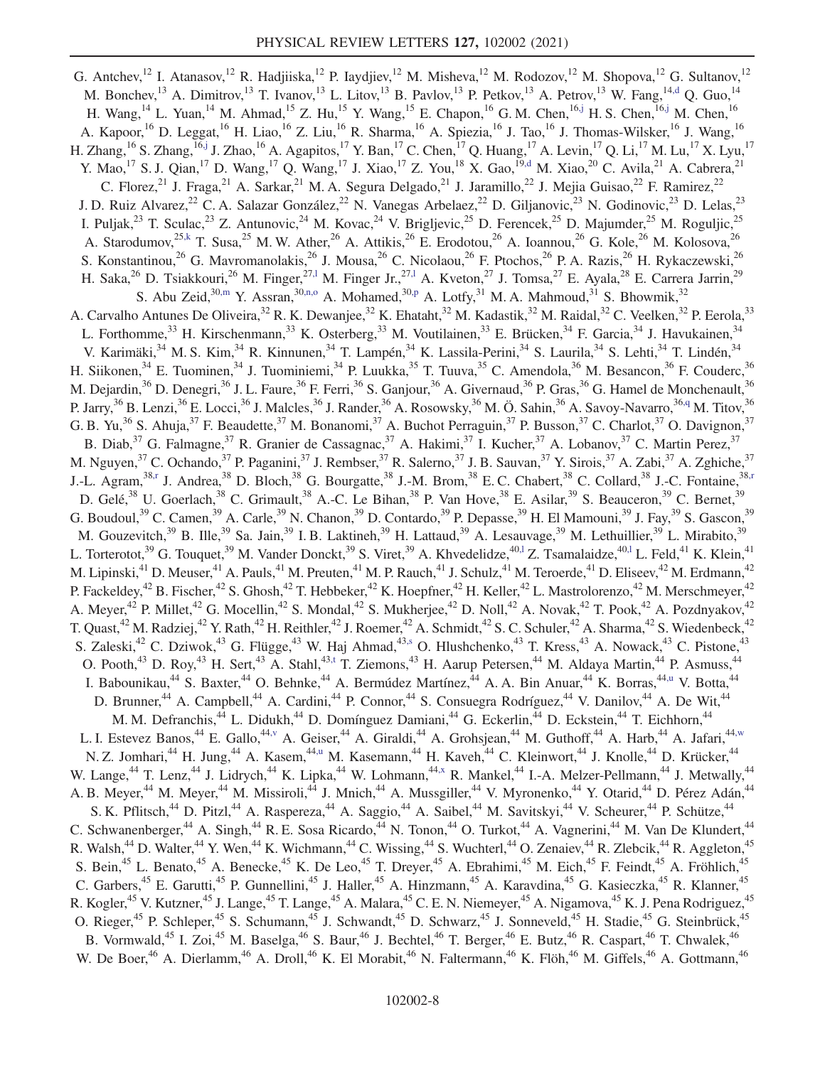G. Antchev,[12] I. Atanasov,[12] R. Hadjiiska,[12] P. Iaydjiev,[12] M. Misheva,[12] M. Rodozov,[12] M. Shopova,[12] G. Sultanov,[12] M. Bonchev,[13] A. Dimitrov,[13] T. Ivanov,[13] L. Litov,[13] B. Pavlov,[13] P. Petkov,[13] A. Petrov,[13] W. Fang,[14,d] Q. Guo,[14] H. Wang,[14] L. Yuan,[14] M. Ahmad,[15] Z. Hu,[15] Y. Wang,[15] E. Chapon,[16] G. M. Chen,[16,j] H. S. Chen,[16,j] M. Chen,[16] A. Kapoor,[16] D. Leggat,[16] H. Liao,[16] Z. Liu,[16] R. Sharma,[16] A. Spiezia,[16] J. Tao,[16] J. Thomas-Wilsker,[16] J. Wang,[16] H. Zhang,[16] S. Zhang,[16,j] J. Zhao,[16] A. Agapitos,[17] Y. Ban,[17] C. Chen,[17] Q. Huang,[17] A. Levin,[17] Q. Li,[17] M. Lu,[17] X. Lyu,[17] Y. Mao,[17] S. J. Qian,[17] D. Wang,[17] Q. Wang,[17] J. Xiao,[17] Z. You,[18] X. Gao,[19,d] M. Xiao,[20] C. Avila,[21] A. Cabrera,[21] C. Florez,[21] J. Fraga,[21] A. Sarkar,[21] M. A. Segura Delgado,[21] J. Jaramillo,[22] J. Mejia Guisao,[22] F. Ramirez,[22] J. D. Ruiz Alvarez,[22] C. A. Salazar González,[22] N. Vanegas Arbelaez,[22] D. Giljanovic,[23] N. Godinovic,[23] D. Lelas,[23] I. Puljak,[23] T. Sculac,[23] Z. Antunovic,[24] M. Kovac,[24] V. Brigljevic,[25] D. Ferencek,[25] D. Majumder,[25] M. Roguljic,[25] A. Starodumov,[25,k] T. Susa,[25] M. W. Ather,[26] A. Attikis,[26] E. Erodotou,[26] A. Ioannou,[26] G. Kole,[26] M. Kolosova,[26] S. Konstantinou,[26] G. Mavromanolakis,[26] J. Mousa,[26] C. Nicolaou,[26] F. Ptochos,[26] P. A. Razis,[26] H. Rykaczewski,[26] H. Saka,[26] D. Tsiakkouri,[26] M. Finger,[27,l] M. Finger Jr.,[27,l] A. Kveton,[27] J. Tomsa,[27] E. Ayala,[28] E. Carrera Jarrin,[29] S. Abu Zeid,[30,m] Y. Assran,[30,n,o] A. Mohamed,[30,p] A. Lotfy,[31] M. A. Mahmoud,[31] S. Bhowmik,[32] A. Carvalho Antunes De Oliveira,[32] R. K. Dewanjee,[32] K. Ehataht,[32] M. Kadastik,[32] M. Raidal,[32] C. Veelken,[32] P. Eerola,[33] L. Forthomme,[33] H. Kirschenmann,[33] K. Osterberg,[33] M. Voutilainen,[33] E. Brücken,[34] F. Garcia,[34] J. Havukainen,[34] V. Karimäki,[34] M. S. Kim,[34] R. Kinnunen,[34] T. Lampén,[34] K. Lassila-Perini,[34] S. Laurila,[34] S. Lehti,[34] T. Lindén,[34] H. Siikonen,[34] E. Tuominen,[34] J. Tuominiemi,[34] P. Luukka,[35] T. Tuuva,[35] C. Amendola,[36] M. Besancon,[36] F. Couderc,[36] M. Dejardin,[36] D. Denegri,[36] J. L. Faure,[36] F. Ferri,[36] S. Ganjour,[36] A. Givernaud,[36] P. Gras,[36] G. Hamel de Monchenault,[36] P. Jarry,[36] B. Lenzi,[36] E. Locci,[36] J. Malcles,[36] J. Rander,[36] A. Rosowsky,[36] M. Ö. Sahin,[36] A. Savoy-Navarro,[36,q] M. Titov,[36] G. B. Yu,[36] S. Ahuja,[37] F. Beaudette,[37] M. Bonanomi,[37] A. Buchot Perraguin,[37] P. Busson,[37] C. Charlot,[37] O. Davignon,[37] B. Diab,[37] G. Falmagne,[37] R. Granier de Cassagnac,[37] A. Hakimi,[37] I. Kucher,[37] A. Lobanov,[37] C. Martin Perez,[37] M. Nguyen,[37] C. Ochando,[37] P. Paganini,[37] J. Rembser,[37] R. Salerno,[37] J. B. Sauvan,[37] Y. Sirois,[37] A. Zabi,[37] A. Zghiche,[37] J.-L. Agram,[38,r] J. Andrea,[38] D. Bloch,[38] G. Bourgatte,[38] J.-M. Brom,[38] E. C. Chabert,[38] C. Collard,[38] J.-C. Fontaine,[38,r] D. Gelé,[38] U. Goerlach,[38] C. Grimault,[38] A.-C. Le Bihan,[38] P. Van Hove,[38] E. Asilar,[39] S. Beauceron,[39] C. Bernet,[39] G. Boudoul,[39] C. Camen,[39] A. Carle,[39] N. Chanon,[39] D. Contardo,[39] P. Depasse,[39] H. El Mamouni,[39] J. Fay,[39] S. Gascon,[39] M. Gouzevitch,[39] B. Ille,[39] Sa. Jain,[39] I. B. Laktineh,[39] H. Lattaud,[39] A. Lesauvage,[39] M. Lethuillier,[39] L. Mirabito,[39] L. Torterotot,[39] G. Touquet,[39] M. Vander Donckt,[39] S. Viret,[39] A. Khvedelidze,[40,l] Z. Tsamalaidze,[40,l] L. Feld,[41] K. Klein,[41] M. Lipinski,[41] D. Meuser,[41] A. Pauls,[41] M. Preuten,[41] M. P. Rauch,[41] J. Schulz,[41] M. Teroerde,[41] D. Eliseev,[42] M. Erdmann,[42] P. Fackeldey,[42] B. Fischer,[42] S. Ghosh,[42] T. Hebbeker,[42] K. Hoepfner,[42] H. Keller,[42] L. Mastrolorenzo,[42] M. Merschmeyer,[42] A. Meyer,[42] P. Millet,[42] G. Mocellin,[42] S. Mondal,[42] S. Mukherjee,[42] D. Noll,[42] A. Novak,[42] T. Pook,[42] A. Pozdnyakov,[42] T. Quast,[42] M. Radziej,[42] Y. Rath,[42] H. Reithler,[42] J. Roemer,[42] A. Schmidt,[42] S. C. Schuler,[42] A. Sharma,[42] S. Wiedenbeck,[42] S. Zaleski,[42] C. Dziwok,[43] G. Flügge,[43] W. Haj Ahmad,[43,s] O. Hlushchenko,[43] T. Kress,[43] A. Nowack,[43] C. Pistone,[43] O. Pooth,[43] D. Roy,[43] H. Sert,[43] A. Stahl,[43,t] T. Ziemons,[43] H. Aarup Petersen,[44] M. Aldaya Martin,[44] P. Asmuss,[44] I. Babounikau,[44] S. Baxter,[44] O. Behnke,[44] A. Bermúdez Martínez,[44] A. A. Bin Anuar,[44] K. Borras,[44,u] V. Botta,[44] D. Brunner,[44] A. Campbell,[44] A. Cardini,[44] P. Connor,[44] S. Consuegra Rodríguez,[44] V. Danilov,[44] A. De Wit,[44] M. M. Defranchis,[44] L. Didukh,[44] D. Domínguez Damiani,[44] G. Eckerlin,[44] D. Eckstein,[44] T. Eichhorn,[44] L. I. Estevez Banos,[44] E. Gallo,[44,v] A. Geiser,[44] A. Giraldi,[44] A. Grohsjean,[44] M. Guthoff,[44] A. Harb,[44] A. Jafari,[44,w] N. Z. Jomhari,[44] H. Jung,[44] A. Kasem,[44,u] M. Kasemann,[44] H. Kaveh,[44] C. Kleinwort,[44] J. Knolle,[44] D. Krücker,[44] W. Lange,[44] T. Lenz,[44] J. Lidrych,[44] K. Lipka,[44] W. Lohmann,[44,x] R. Mankel,[44] I.-A. Melzer-Pellmann,[44] J. Metwally,[44] A. B. Meyer,[44] M. Meyer,[44] M. Missiroli,[44] J. Mnich,[44] A. Mussgiller,[44] V. Myronenko,[44] Y. Otarid,[44] D. Pérez Adán,[44] S. K. Pflitsch,[44] D. Pitzl,[44] A. Raspereza,[44] A. Saggio,[44] A. Saibel,[44] M. Savitskyi,[44] V. Scheurer,[44] P. Schütze,[44] C. Schwanenberger,[44] A. Singh,[44] R. E. Sosa Ricardo,[44] N. Tonon,[44] O. Turkot,[44] A. Vagnerini,[44] M. Van De Klundert,[44] R. Walsh,[44] D. Walter,[44] Y. Wen,[44] K. Wichmann,[44] C. Wissing,[44] S. Wuchterl,[44] O. Zenaiev,[44] R. Zlebcik,[44] R. Aggleton,[45] S. Bein,[45] L. Benato,[45] A. Benecke,[45] K. De Leo,[45] T. Dreyer,[45] A. Ebrahimi,[45] M. Eich,[45] F. Feindt,[45] A. Fröhlich,[45] C. Garbers,[45] E. Garutti,[45] P. Gunnellini,[45] J. Haller,[45] A. Hinzmann,[45] A. Karavdina,[45] G. Kasieczka,[45] R. Klanner,[45] R. Kogler,[45] V. Kutzner,[45] J. Lange,[45] T. Lange,[45] A. Malara,[45] C. E. N. Niemeyer,[45] A. Nigamova,[45] K. J. Pena Rodriguez,[45] O. Rieger,[45] P. Schleper,[45] S. Schumann,[45] J. Schwandt,[45] D. Schwarz,[45] J. Sonneveld,[45] H. Stadie,[45] G. Steinbrück,[45] B. Vormwald,[45] I. Zoi,[45] M. Baselga,[46] S. Baur,[46] J. Bechtel,[46] T. Berger,[46] E. Butz,[46] R. Caspart,[46] T. Chwalek,[46] W. De Boer,[46] A. Dierlamm,[46] A. Droll,[46] K. El Morabit,[46] N. Faltermann,[46] K. Flöh,[46] M. Giffels,[46] A. Gottmann,[46]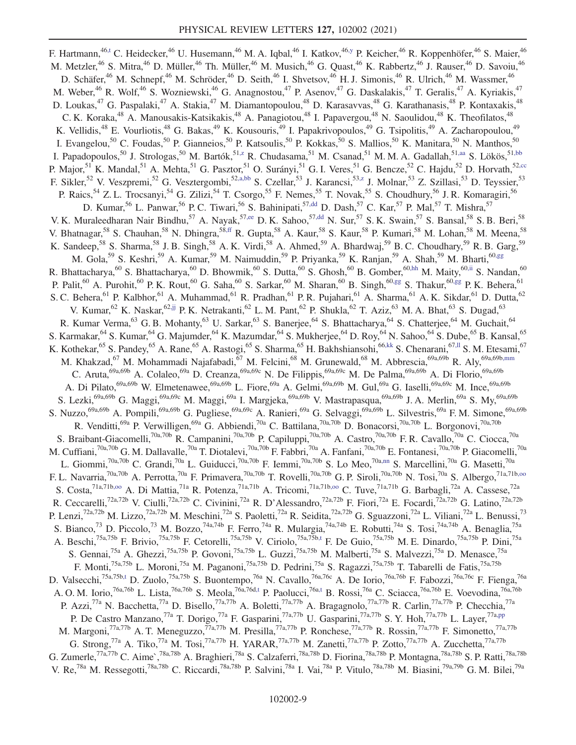F. Hartmann,[46,t] C. Heidecker,[46] U. Husemann,[46] M. A. Iqbal,[46] I. Katkov,[46,y] P. Keicher,[46] R. Koppenhöfer,[46] S. Maier,[46] M. Metzler,[46] S. Mitra,[46] D. Müller,[46] Th. Müller,[46] M. Musich,[46] G. Quast,[46] K. Rabbertz,[46] J. Rauser,[46] D. Savoiu,[46] D. Schäfer,[46] M. Schnepf,[46] M. Schröder,[46] D. Seith,[46] I. Shvetsov,[46] H. J. Simonis,[46] R. Ulrich,[46] M. Wassmer,[46] M. Weber,[46] R. Wolf,[46] S. Wozniewski,[46] G. Anagnostou,[47] P. Asenov,[47] G. Daskalakis,[47] T. Geralis,[47] A. Kyriakis,[47] D. Loukas,[47] G. Paspalaki,[47] A. Stakia,[47] M. Diamantopoulou,[48] D. Karasavvas,[48] G. Karathanasis,[48] P. Kontaxakis,[48] C. K. Koraka,[48] A. Manousakis-Katsikakis,[48] A. Panagiotou,[48] I. Papavergou,[48] N. Saoulidou,[48] K. Theofilatos,[48] K. Vellidis,[48] E. Vourliotis,[48] G. Bakas,[49] K. Kousouris,[49] I. Papakrivopoulos,[49] G. Tsipolitis,[49] A. Zacharopoulou,[49] I. Evangelou,[50] C. Foudas,[50] P. Gianneios,[50] P. Katsoulis,[50] P. Kokkas,[50] S. Mallios,[50] K. Manitara,[50] N. Manthos,[50] I. Papadopoulos,[50] J. Strologas,[50] M. Bartók,[51,z] R. Chudasama,[51] M. Csanad,[51] M. M. A. Gadallah,[51,aa] S. Lökös,[51,bb] P. Major,[51] K. Mandal,[51] A. Mehta,[51] G. Pasztor,[51] O. Surányi,[51] G. I. Veres,[51] G. Bencze,[52] C. Hajdu,[52] D. Horvath,[52,cc] F. Sikler,[52] V. Veszpremi,[52] G. Vesztergombi,[52,a,bb] S. Czellar,[53] J. Karancsi,[53,z] J. Molnar,[53] Z. Szillasi,[53] D. Teyssier,[53] P. Raics,[54] Z. L. Trocsanyi,[54] G. Zilizi,[54] T. Csorgo,[55] F. Nemes,[55] T. Novak,[55] S. Choudhury,[56] J. R. Komaragiri,[56] D. Kumar,[56] L. Panwar,[56] P. C. Tiwari,[56] S. Bahinipati,[57,dd] D. Dash,[57] C. Kar,[57] P. Mal,[57] T. Mishra,[57] V. K. Muraleedharan Nair Bindhu,[57] A. Nayak,[57,ee] D. K. Sahoo,[57,dd] N. Sur,[57] S. K. Swain,[57] S. Bansal,[58] S. B. Beri,[58] V. Bhatnagar,[58] S. Chauhan,[58] N. Dhingra,[58,ff] R. Gupta,[58] A. Kaur,[58] S. Kaur,[58] P. Kumari,[58] M. Lohan,[58] M. Meena,[58] K. Sandeep,[58] S. Sharma,[58] J. B. Singh,[58] A. K. Virdi,[58] A. Ahmed,[59] A. Bhardwaj,[59] B. C. Choudhary,[59] R. B. Garg,[59] M. Gola,[59] S. Keshri,[59] A. Kumar,[59] M. Naimuddin,[59] P. Priyanka,[59] K. Ranjan,[59] A. Shah,[59] M. Bharti,[60,gg] R. Bhattacharya,[60] S. Bhattacharya,[60] D. Bhowmik,[60] S. Dutta,[60] S. Ghosh,[60] B. Gomber,[60,hh] M. Maity,[60,ii] S. Nandan,[60] P. Palit,[60] A. Purohit,[60] P. K. Rout,[60] G. Saha,[60] S. Sarkar,[60] M. Sharan,[60] B. Singh,[60,gg] S. Thakur,[60,gg] P. K. Behera,[61] S. C. Behera,[61] P. Kalbhor,[61] A. Muhammad,[61] R. Pradhan,[61] P. R. Pujahari,[61] A. Sharma,[61] A. K. Sikdar,[61] D. Dutta,[62] V. Kumar,[62] K. Naskar,[62,jj] P. K. Netrakanti,[62] L. M. Pant,[62] P. Shukla,[62] T. Aziz,[63] M. A. Bhat,[63] S. Dugad,[63] R. Kumar Verma,[63] G. B. Mohanty,[63] U. Sarkar,[63] S. Banerjee,[64] S. Bhattacharya,[64] S. Chatterjee,[64] M. Guchait,[64] S. Karmakar,[64] S. Kumar,[64] G. Majumder,[64] K. Mazumdar,[64] S. Mukherjee,[64] D. Roy,[64] N. Sahoo,[64] S. Dube,[65] B. Kansal,[65] K. Kothekar,[65] S. Pandey,[65] A. Rane,[65] A. Rastogi,[65] S. Sharma,[65] H. Bakhshiansohi,[66,kk] S. Chenarani,[67,ll] S. M. Etesami,[67] M. Khakzad,[67] M. Mohammadi Najafabadi,[67] M. Felcini,[68] M. Grunewald,[68] M. Abbrescia,[69a,69b] R. Aly,[69a,69b,mm] C. Aruta,[69a,69b] A. Colaleo,[69a] D. Creanza,[69a,69c] N. De Filippis,[69a,69c] M. De Palma,[69a,69b] A. Di Florio,[69a,69b] A. Di Pilato,[69a,69b] W. Elmetenawee,[69a,69b] L. Fiore,[69a] A. Gelmi,[69a,69b] M. Gul,[69a] G. Iaselli,[69a,69c] M. Ince,[69a,69b] S. Lezki,[69a,69b] G. Maggi,[69a,69c] M. Maggi,[69a] I. Margjeka,[69a,69b] V. Mastrapasqua,[69a,69b] J. A. Merlin,[69a] S. My,[69a,69b] S. Nuzzo,[69a,69b] A. Pompili,[69a,69b] G. Pugliese,[69a,69c] A. Ranieri,[69a] G. Selvaggi,[69a,69b] L. Silvestris,[69a] F. M. Simone,[69a,69b] R. Venditti,[69a] P. Verwilligen,[69a] G. Abbiendi,[70a] C. Battilana,[70a,70b] D. Bonacorsi,[70a,70b] L. Borgonovi,[70a,70b] S. Braibant-Giacomelli,[70a,70b] R. Campanini,[70a,70b] P. Capiluppi,[70a,70b] A. Castro,[70a,70b] F. R. Cavallo,[70a] C. Ciocca,[70a] M. Cuffiani,[70a,70b] G. M. Dallavalle,[70a] T. Diotalevi,[70a,70b] F. Fabbri,[70a] A. Fanfani,[70a,70b] E. Fontanesi,[70a,70b] P. Giacomelli,[70a] L. Giommi,[70a,70b] C. Grandi,[70a] L. Guiducci,[70a,70b] F. Iemmi,[70a,70b] S. Lo Meo,[70a,nn] S. Marcellini,[70a] G. Masetti,[70a] F. L. Navarria,[70a,70b] A. Perrotta,[70a] F. Primavera,[70a,70b] T. Rovelli,[70a,70b] G. P. Siroli,[70a,70b] N. Tosi,[70a] S. Albergo,[71a,71b,oo] S. Costa,[71a,71b,oo] A. Di Mattia,[71a] R. Potenza,[71a,71b] A. Tricomi,[71a,71b,oo] C. Tuve,[71a,71b] G. Barbagli,[72a] A. Cassese,[72a] R. Ceccarelli,[72a,72b] V. Ciulli,[72a,72b] C. Civinini,[72a] R. D'Alessandro,[72a,72b] F. Fiori,[72a] E. Focardi,[72a,72b] G. Latino,[72a,72b] P. Lenzi,[72a,72b] M. Lizzo,[72a,72b] M. Meschini,[72a] S. Paoletti,[72a] R. Seidita,[72a,72b] G. Sguazzoni,[72a] L. Viliani,[72a] L. Benussi,[73] S. Bianco,[73] D. Piccolo,[73] M. Bozzo,[74a,74b] F. Ferro,[74a] R. Mulargia,[74a,74b] E. Robutti,[74a] S. Tosi,[74a,74b] A. Benaglia,[75a] A. Beschi,[75a,75b] F. Brivio,[75a,75b] F. Cetorelli,[75a,75b] V. Ciriolo,[75a,75b,t] F. De Guio,[75a,75b] M. E. Dinardo,[75a,75b] P. Dini,[75a] S. Gennai,[75a] A. Ghezzi,[75a,75b] P. Govoni,[75a,75b] L. Guzzi,[75a,75b] M. Malberti,[75a] S. Malvezzi,[75a] D. Menasce,[75a] F. Monti,[75a,75b] L. Moroni,[75a] M. Paganoni,[75a,75b] D. Pedrini,[75a] S. Ragazzi,[75a,75b] T. Tabarelli de Fatis,[75a,75b] D. Valsecchi,[75a,75b,t] D. Zuolo,[75a,75b] S. Buontempo,[76a] N. Cavallo,[76a,76c] A. De Iorio,[76a,76b] F. Fabozzi,[76a,76c] F. Fienga,[76a] A. O. M. Iorio,[76a,76b] L. Lista,[76a,76b] S. Meola,[76a,76d,t] P. Paolucci,[76a,t] B. Rossi,[76a] C. Sciacca,[76a,76b] E. Voevodina,[76a,76b] P. Azzi,[77a] N. Bacchetta,[77a] D. Bisello,[77a,77b] A. Boletti,[77a,77b] A. Bragagnolo,[77a,77b] R. Carlin,[77a,77b] P. Checchia,[77a] P. De Castro Manzano,[77a] T. Dorigo,[77a] F. Gasparini,[77a,77b] U. Gasparini,[77a,77b] S. Y. Hoh,[77a,77b] L. Layer,[77a,pp] M. Margoni,[77a,77b] A. T. Meneguzzo,[77a,77b] M. Presilla,[77a,77b] P. Ronchese,[77a,77b] R. Rossin,[77a,77b] F. Simonetto,[77a,77b] G. Strong,[77a] A. Tiko,[77a] M. Tosi,[77a,77b] H. YARAR,[77a,77b] M. Zanetti,[77a,77b] P. Zotto,[77a,77b] A. Zucchetta,[77a,77b] G. Zumerle,[77a,77b] C. Aime`,[78a,78b] A. Braghieri,[78a] S. Calzaferri,[78a,78b] D. Fiorina,[78a,78b] P. Montagna,[78a,78b] S. P. Ratti,[78a,78b] V. Re,[78a] M. Ressegotti,[78a,78b] C. Riccardi,[78a,78b] P. Salvini,[78a] I. Vai,[78a] P. Vitulo,[78a,78b] M. Biasini,[79a,79b] G. M. Bilei,[79a]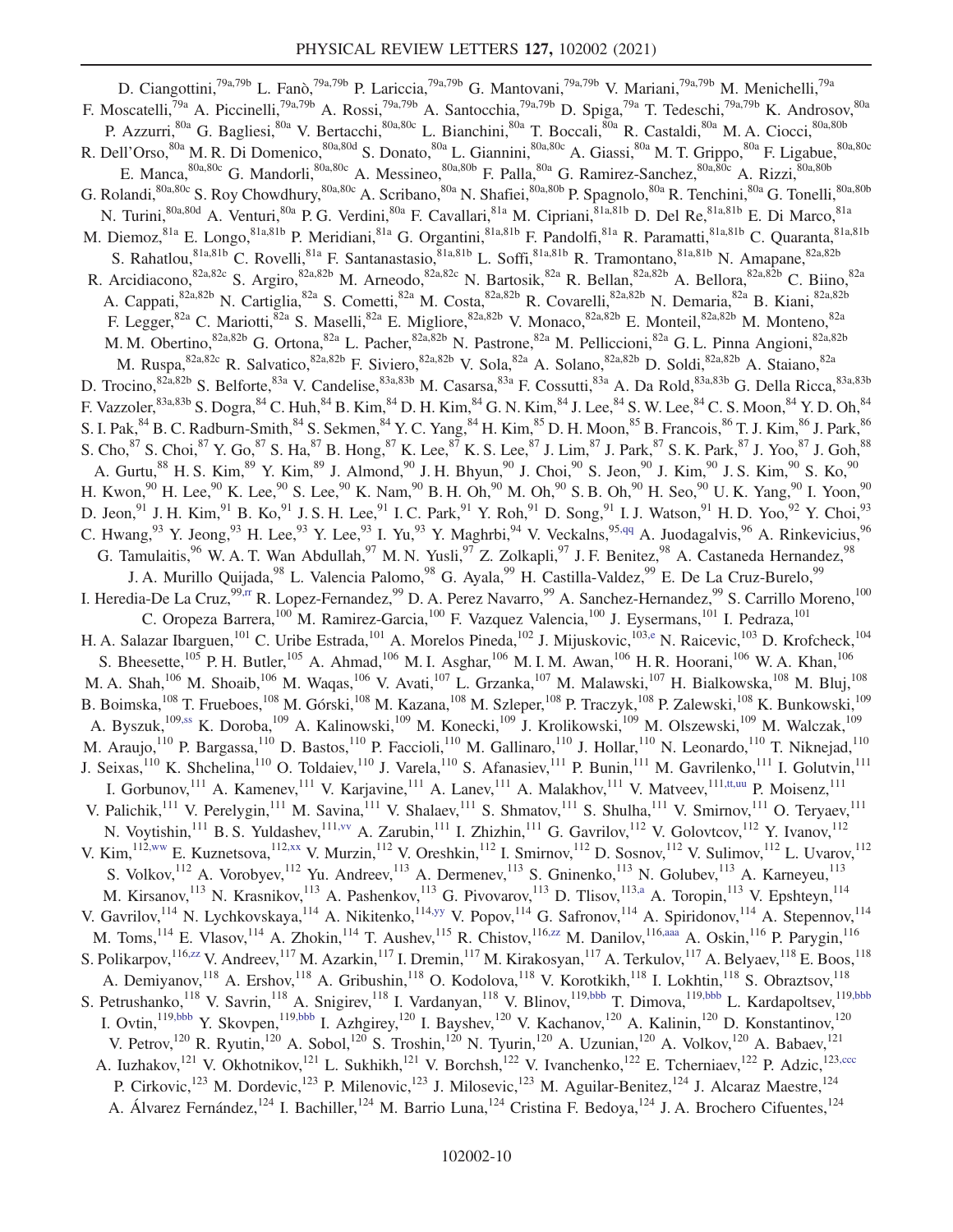D. Ciangottini,[79a,79b] L. Fanò,[79a,79b] P. Lariccia,[79a,79b] G. Mantovani,[79a,79b] V. Mariani,[79a,79b] M. Menichelli,[79a] F. Moscatelli,[79a] A. Piccinelli,[79a,79b] A. Rossi,[79a,79b] A. Santocchia,[79a,79b] D. Spiga,[79a] T. Tedeschi,[79a,79b] K. Androsov,[80a] P. Azzurri,[80a] G. Bagliesi,[80a] V. Bertacchi,[80a,80c] L. Bianchini,[80a] T. Boccali,[80a] R. Castaldi,[80a] M. A. Ciocci,[80a,80b] R. Dell'Orso,[80a] M. R. Di Domenico,[80a,80d] S. Donato,[80a] L. Giannini,[80a,80c] A. Giassi,[80a] M. T. Grippo,[80a] F. Ligabue,[80a,80c] E. Manca,[80a,80c] G. Mandorli,[80a,80c] A. Messineo,[80a,80b] F. Palla,[80a] G. Ramirez-Sanchez,[80a,80c] A. Rizzi,[80a,80b] G. Rolandi,[80a,80c] S. Roy Chowdhury,[80a,80c] A. Scribano,[80a] N. Shafiei,[80a,80b] P. Spagnolo,[80a] R. Tenchini,[80a] G. Tonelli,[80a,80b] N. Turini,[80a,80d] A. Venturi,[80a] P. G. Verdini,[80a] F. Cavallari,[81a] M. Cipriani,[81a,81b] D. Del Re,[81a,81b] E. Di Marco,[81a] M. Diemoz,[81a] E. Longo,[81a,81b] P. Meridiani,[81a] G. Organtini,[81a,81b] F. Pandolfi,[81a] R. Paramatti,[81a,81b] C. Quaranta,[81a,81b] S. Rahatlou,[81a,81b] C. Rovelli,[81a] F. Santanastasio,[81a,81b] L. Soffi,[81a,81b] R. Tramontano,[81a,81b] N. Amapane,[82a,82b] R. Arcidiacono,[82a,82c] S. Argiro,[82a,82b] M. Arneodo,[82a,82c] N. Bartosik,[82a] R. Bellan,[82a,82b] A. Bellora,[82a,82b] C. Biino,[82a] A. Cappati,[82a,82b] N. Cartiglia,[82a] S. Cometti,[82a] M. Costa,[82a,82b] R. Covarelli,[82a,82b] N. Demaria,[82a] B. Kiani,[82a,82b] F. Legger,[82a] C. Mariotti,[82a] S. Maselli,[82a] E. Migliore,[82a,82b] V. Monaco,[82a,82b] E. Monteil,[82a,82b] M. Monteno,[82a] M. M. Obertino,[82a,82b] G. Ortona,[82a] L. Pacher,[82a,82b] N. Pastrone,[82a] M. Pelliccioni,[82a] G. L. Pinna Angioni,[82a,82b] M. Ruspa,[82a,82c] R. Salvatico,[82a,82b] F. Siviero,[82a,82b] V. Sola,[82a] A. Solano,[82a,82b] D. Soldi,[82a,82b] A. Staiano,[82a] D. Trocino,[82a,82b] S. Belforte,[83a] V. Candelise,[83a,83b] M. Casarsa,[83a] F. Cossutti,[83a] A. Da Rold,[83a,83b] G. Della Ricca,[83a,83b] F. Vazzoler,[83a,83b] S. Dogra,[84] C. Huh,[84] B. Kim,[84] D. H. Kim,[84] G. N. Kim,[84] J. Lee,[84] S. W. Lee,[84] C. S. Moon,[84] Y. D. Oh,[84] S. I. Pak,[84] B. C. Radburn-Smith,[84] S. Sekmen,[84] Y. C. Yang,[84] H. Kim,[85] D. H. Moon,[85] B. Francois,[86] T. J. Kim,[86] J. Park,[86] S. Cho,[87] S. Choi,[87] Y. Go,[87] S. Ha,[87] B. Hong,[87] K. Lee,[87] K. S. Lee,[87] J. Lim,[87] J. Park,[87] S. K. Park,[87] J. Yoo,[87] J. Goh,[88] A. Gurtu,[88] H. S. Kim,[89] Y. Kim,[89] J. Almond,[90] J. H. Bhyun,[90] J. Choi,[90] S. Jeon,[90] J. Kim,[90] J. S. Kim,[90] S. Ko,[90] H. Kwon,[90] H. Lee,[90] K. Lee,[90] S. Lee,[90] K. Nam,[90] B. H. Oh,[90] M. Oh,[90] S. B. Oh,[90] H. Seo,[90] U. K. Yang,[90] I. Yoon,[90] D. Jeon,[91] J. H. Kim,[91] B. Ko,[91] J. S. H. Lee,[91] I. C. Park,[91] Y. Roh,[91] D. Song,[91] I. J. Watson,[91] H. D. Yoo,[92] Y. Choi,[93] C. Hwang,[93] Y. Jeong,[93] H. Lee,[93] Y. Lee,[93] I. Yu,[93] Y. Maghrbi,[94] V. Veckalns,[95,qq] A. Juodagalvis,[96] A. Rinkevicius,[96] G. Tamulaitis,[96] W. A. T. Wan Abdullah,[97] M. N. Yusli,[97] Z. Zolkapli,[97] J. F. Benitez,[98] A. Castaneda Hernandez,[98] J. A. Murillo Quijada,[98] L. Valencia Palomo,[98] G. Ayala,[99] H. Castilla-Valdez,[99] E. De La Cruz-Burelo,[99] I. Heredia-De La Cruz,[99,rr] R. Lopez-Fernandez,[99] D. A. Perez Navarro,[99] A. Sanchez-Hernandez,[99] S. Carrillo Moreno,[100] C. Oropeza Barrera,[100] M. Ramirez-Garcia,[100] F. Vazquez Valencia,[100] J. Eysermans,[101] I. Pedraza,[101] H. A. Salazar Ibarguen,[101] C. Uribe Estrada,[101] A. Morelos Pineda,[102] J. Mijuskovic,[103,e] N. Raicevic,[103] D. Krofcheck,[104] S. Bheesette,[105] P. H. Butler,[105] A. Ahmad,[106] M. I. Asghar,[106] M. I. M. Awan,[106] H. R. Hoorani,[106] W. A. Khan,[106] M. A. Shah,[106] M. Shoaib,[106] M. Waqas,[106] V. Avati,[107] L. Grzanka,[107] M. Malawski,[107] H. Bialkowska,[108] M. Bluj,[108] B. Boimska,[108] T. Frueboes,[108] M. Górski,[108] M. Kazana,[108] M. Szleper,[108] P. Traczyk,[108] P. Zalewski,[108] K. Bunkowski,[109] A. Byszuk,[109,ss] K. Doroba,[109] A. Kalinowski,[109] M. Konecki,[109] J. Krolikowski,[109] M. Olszewski,[109] M. Walczak,[109] M. Araujo,[110] P. Bargassa,[110] D. Bastos,[110] P. Faccioli,[110] M. Gallinaro,[110] J. Hollar,[110] N. Leonardo,[110] T. Niknejad,[110] J. Seixas,[110] K. Shchelina,[110] O. Toldaiev,[110] J. Varela,[110] S. Afanasiev,[111] P. Bunin,[111] M. Gavrilenko,[111] I. Golutvin,[111] I. Gorbunov,[111] A. Kamenev,[111] V. Karjavine,[111] A. Lanev,[111] A. Malakhov,[111] V. Matveev,[111,tt,uu] P. Moisenz,[111] V. Palichik,[111] V. Perelygin,[111] M. Savina,[111] V. Shalaev,[111] S. Shmatov,[111] S. Shulha,[111] V. Smirnov,[111] O. Teryaev,[111] N. Voytishin,[111] B. S. Yuldashev,[111,vv] A. Zarubin,[111] I. Zhizhin,[111] G. Gavrilov,[112] V. Golovtcov,[112] Y. Ivanov,[112] V. Kim,[112,ww] E. Kuznetsova,[112,xx] V. Murzin,[112] V. Oreshkin,[112] I. Smirnov,[112] D. Sosnov,[112] V. Sulimov,[112] L. Uvarov,[112] S. Volkov,[112] A. Vorobyev,[112] Yu. Andreev,[113] A. Dermenev,[113] S. Gninenko,[113] N. Golubev,[113] A. Karneyeu,[113] M. Kirsanov,[113] N. Krasnikov,[113] A. Pashenkov,[113] G. Pivovarov,[113] D. Tlisov,[113,a] A. Toropin,[113] V. Epshteyn,[114] V. Gavrilov,[114] N. Lychkovskaya,[114] A. Nikitenko,[114,yy] V. Popov,[114] G. Safronov,[114] A. Spiridonov,[114] A. Stepennov,[114] M. Toms,[114] E. Vlasov,[114] A. Zhokin,[114] T. Aushev,[115] R. Chistov,[116,zz] M. Danilov,[116,aaa] A. Oskin,[116] P. Parygin,[116] S. Polikarpov,[116,zz] V. Andreev,[117] M. Azarkin,[117] I. Dremin,[117] M. Kirakosyan,[117] A. Terkulov,[117] A. Belyaev,[118] E. Boos,[118] A. Demiyanov,[118] A. Ershov,[118] A. Gribushin,[118] O. Kodolova,[118] V. Korotkikh,[118] I. Lokhtin,[118] S. Obraztsov,[118] S. Petrushanko,[118] V. Savrin,[118] A. Snigirev,[118] I. Vardanyan,[118] V. Blinov,[119,bbb] T. Dimova,[119,bbb] L. Kardapoltsev,[119,bbb] I. Ovtin,[119,bbb] Y. Skovpen,[119,bbb] I. Azhgirey,[120] I. Bayshev,[120] V. Kachanov,[120] A. Kalinin,[120] D. Konstantinov,[120] V. Petrov,[120] R. Ryutin,[120] A. Sobol,[120] S. Troshin,[120] N. Tyurin,[120] A. Uzunian,[120] A. Volkov,[120] A. Babaev,[121] A. Iuzhakov,[121] V. Okhotnikov,[121] L. Sukhikh,[121] V. Borchsh,[122] V. Ivanchenko,[122] E. Tcherniaev,[122] P. Adzic,[123,ccc] P. Cirkovic,[123] M. Dordevic,[123] P. Milenovic,[123] J. Milosevic,[123] M. Aguilar-Benitez,[124] J. Alcaraz Maestre,[124] A. Álvarez Fernández,[124] I. Bachiller,[124] M. Barrio Luna,[124] Cristina F. Bedoya,[124] J. A. Brochero Cifuentes,[124]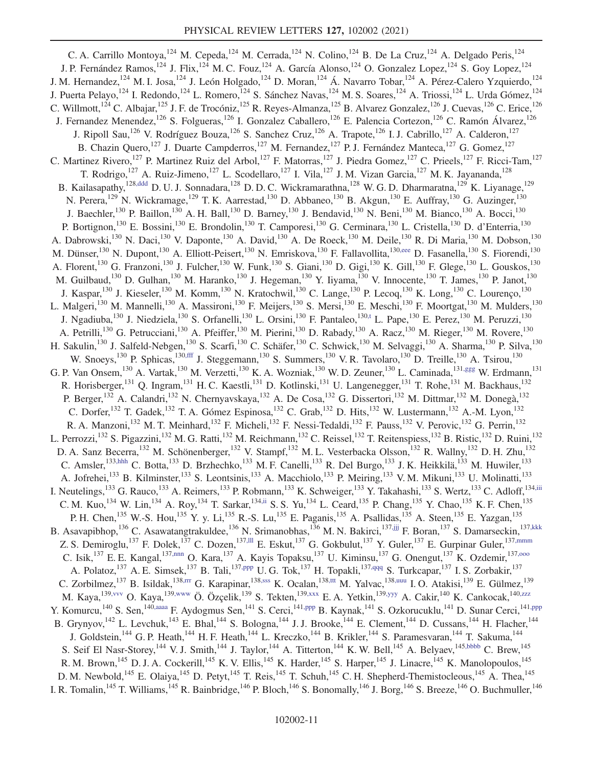C. A. Carrillo Montoya,[124] M. Cepeda,[124] M. Cerrada,[124] N. Colino,[124] B. De La Cruz,[124] A. Delgado Peris,[124] J. P. Fernández Ramos,[124] J. Flix,[124] M. C. Fouz,[124] A. García Alonso,[124] O. Gonzalez Lopez,[124] S. Goy Lopez,[124] J. M. Hernandez,[124] M. I. Josa,[124] J. León Holgado,[124] D. Moran,[124] Á. Navarro Tobar,[124] A. Pérez-Calero Yzquierdo,[124] J. Puerta Pelayo,[124] I. Redondo,[124] L. Romero,[124] S. Sánchez Navas,[124] M. S. Soares,[124] A. Triossi,[124] L. Urda Gómez,[124] C. Willmott,[124] C. Albajar,[125] J. F. de Trocóniz,[125] R. Reyes-Almanza,[125] B. Alvarez Gonzalez,[126] J. Cuevas,[126] C. Erice,[126] J. Fernandez Menendez,[126] S. Folgueras,[126] I. Gonzalez Caballero,[126] E. Palencia Cortezon,[126] C. Ramón Álvarez,[126] J. Ripoll Sau,[126] V. Rodríguez Bouza,[126] S. Sanchez Cruz,[126] A. Trapote,[126] I. J. Cabrillo,[127] A. Calderon,[127] B. Chazin Quero,[127] J. Duarte Campderros,[127] M. Fernandez,[127] P. J. Fernández Manteca,[127] G. Gomez,[127] C. Martinez Rivero,[127] P. Martinez Ruiz del Arbol,[127] F. Matorras,[127] J. Piedra Gomez,[127] C. Prieels,[127] F. Ricci-Tam,[127] T. Rodrigo,[127] A. Ruiz-Jimeno,[127] L. Scodellaro,[127] I. Vila,[127] J. M. Vizan Garcia,[127] M. K. Jayananda,[128] B. Kailasapathy,[128,ddd] D. U. J. Sonnadara,[128] D. D. C. Wickramarathna,[128] W. G. D. Dharmaratna,[129] K. Liyanage,[129] N. Perera,[129] N. Wickramage,[129] T. K. Aarrestad,[130] D. Abbaneo,[130] B. Akgun,[130] E. Auffray,[130] G. Auzinger,[130] J. Baechler,[130] P. Baillon,[130] A. H. Ball,[130] D. Barney,[130] J. Bendavid,[130] N. Beni,[130] M. Bianco,[130] A. Bocci,[130] P. Bortignon,[130] E. Bossini,[130] E. Brondolin,[130] T. Camporesi,[130] G. Cerminara,[130] L. Cristella,[130] D. d'Enterria,[130] A. Dabrowski,[130] N. Daci,[130] V. Daponte,[130] A. David,[130] A. De Roeck,[130] M. Deile,[130] R. Di Maria,[130] M. Dobson,[130] M. Dünser,[130] N. Dupont,[130] A. Elliott-Peisert,[130] N. Emriskova,[130] F. Fallavollita,[130,eee] D. Fasanella,[130] S. Fiorendi,[130] A. Florent,[130] G. Franzoni,[130] J. Fulcher,[130] W. Funk,[130] S. Giani,[130] D. Gigi,[130] K. Gill,[130] F. Glege,[130] L. Gouskos,[130] M. Guilbaud,[130] D. Gulhan,[130] M. Haranko,[130] J. Hegeman,[130] Y. Iiyama,[130] V. Innocente,[130] T. James,[130] P. Janot,[130] J. Kaspar,[130] J. Kieseler,[130] M. Komm,[130] N. Kratochwil,[130] C. Lange,[130] P. Lecoq,[130] K. Long,[130] C. Lourenço,[130] L. Malgeri,[130] M. Mannelli,[130] A. Massironi,[130] F. Meijers,[130] S. Mersi,[130] E. Meschi,[130] F. Moortgat,[130] M. Mulders,[130] J. Ngadiuba,[130] J. Niedziela,[130] S. Orfanelli,[130] L. Orsini,[130] F. Pantaleo,[130,t] L. Pape,[130] E. Perez,[130] M. Peruzzi,[130] A. Petrilli,[130] G. Petrucciani,[130] A. Pfeiffer,[130] M. Pierini,[130] D. Rabady,[130] A. Racz,[130] M. Rieger,[130] M. Rovere,[130] H. Sakulin,[130] J. Salfeld-Nebgen,[130] S. Scarfi,[130] C. Schäfer,[130] C. Schwick,[130] M. Selvaggi,[130] A. Sharma,[130] P. Silva,[130] W. Snoeys,[130] P. Sphicas,[130,fff] J. Steggemann,[130] S. Summers,[130] V. R. Tavolaro,[130] D. Treille,[130] A. Tsirou,[130] G. P. Van Onsem,[130] A. Vartak,[130] M. Verzetti,[130] K. A. Wozniak,[130] W. D. Zeuner,[130] L. Caminada,[131,ggg] W. Erdmann,[131] R. Horisberger,[131] Q. Ingram,[131] H. C. Kaestli,[131] D. Kotlinski,[131] U. Langenegger,[131] T. Rohe,[131] M. Backhaus,[132] P. Berger,[132] A. Calandri,[132] N. Chernyavskaya,[132] A. De Cosa,[132] G. Dissertori,[132] M. Dittmar,[132] M. Donegà,[132] C. Dorfer,[132] T. Gadek,[132] T. A. Gómez Espinosa,[132] C. Grab,[132] D. Hits,[132] W. Lustermann,[132] A.-M. Lyon,[132] R. A. Manzoni,[132] M. T. Meinhard,[132] F. Micheli,[132] F. Nessi-Tedaldi,[132] F. Pauss,[132] V. Perovic,[132] G. Perrin,[132] L. Perrozzi,[132] S. Pigazzini,[132] M. G. Ratti,[132] M. Reichmann,[132] C. Reissel,[132] T. Reitenspiess,[132] B. Ristic,[132] D. Ruini,[132] D. A. Sanz Becerra,[132] M. Schönenberger,[132] V. Stampf,[132] M. L. Vesterbacka Olsson,[132] R. Wallny,[132] D. H. Zhu,[132] C. Amsler,[133,hhh] C. Botta,[133] D. Brzhechko,[133] M. F. Canelli,[133] R. Del Burgo,[133] J. K. Heikkilä,[133] M. Huwiler,[133] A. Jofrehei,[133] B. Kilminster,[133] S. Leontsinis,[133] A. Macchiolo,[133] P. Meiring,[133] V. M. Mikuni,[133] U. Molinatti,[133] I. Neutelings,[133] G. Rauco,[133] A. Reimers,[133] P. Robmann,[133] K. Schweiger,[133] Y. Takahashi,[133] S. Wertz,[133] C. Adloff,[134,iii] C. M. Kuo,[134] W. Lin,[134] A. Roy,[134] T. Sarkar,[134,ii] S. S. Yu,[134] L. Ceard,[135] P. Chang,[135] Y. Chao,[135] K. F. Chen,[135] P. H. Chen,[135] W.-S. Hou,[135] Y. y. Li,[135] R.-S. Lu,[135] E. Paganis,[135] A. Psallidas,[135] A. Steen,[135] E. Yazgan,[135] B. Asavapibhop,[136] C. Asawatangtrakuldee,[136] N. Srimanobhas,[136] M. N. Bakirci,[137,jjj] F. Boran,[137] S. Damarseckin,[137,kkk] Z. S. Demiroglu,[137] F. Dolek,[137] C. Dozen,[137,lll] E. Eskut,[137] G. Gokbulut,[137] Y. Guler,[137] E. Gurpinar Guler,[137,mmm] C. Isik,[137] E. E. Kangal,[137,nnn] O. Kara,[137] A. Kayis Topaksu,[137] U. Kiminsu,[137] G. Onengut,[137] K. Ozdemir,[137,ooo] A. Polatoz,[137] A. E. Simsek,[137] B. Tali,[137,ppp] U. G. Tok,[137] H. Topakli,[137,qqq] S. Turkcapar,[137] I. S. Zorbakir,[137] C. Zorbilmez,[137] B. Isildak,[138,rrr] G. Karapinar,[138,sss] K. Ocalan,[138,ttt] M. Yalvac,[138,uuu] I. O. Atakisi,[139] E. Gülmez,[139] M. Kaya,[139,vvv] O. Kaya,[139,www] Ö. Özçelik,[139] S. Tekten,[139,xxx] E. A. Yetkin,[139,yyy] A. Cakir,[140] K. Cankocak,[140,zzz] Y. Komurcu,[140] S. Sen,[140,aaaa] F. Aydogmus Sen,[141] S. Cerci,[141,ppp] B. Kaynak,[141] S. Ozkorucuklu,[141] D. Sunar Cerci,[141,ppp] B. Grynyov,[142] L. Levchuk,[143] E. Bhal,[144] S. Bologna,[144] J. J. Brooke,[144] E. Clement,[144] D. Cussans,[144] H. Flacher,[144] J. Goldstein,[144] G. P. Heath,[144] H. F. Heath,[144] L. Kreczko,[144] B. Krikler,[144] S. Paramesvaran,[144] T. Sakuma,[144] S. Seif El Nasr-Storey,[144] V. J. Smith,[144] J. Taylor,[144] A. Titterton,[144] K. W. Bell,[145] A. Belyaev,[145,bbbb] C. Brew,[145] R. M. Brown,[145] D. J. A. Cockerill,[145] K. V. Ellis,[145] K. Harder,[145] S. Harper,[145] J. Linacre,[145] K. Manolopoulos,[145] D. M. Newbold,[145] E. Olaiya,[145] D. Petyt,[145] T. Reis,[145] T. Schuh,[145] C. H. Shepherd-Themistocleous,[145] A. Thea,[145] I. R. Tomalin,[145] T. Williams,[145] R. Bainbridge,[146] P. Bloch,[146] S. Bonomally,[146] J. Borg,[146] S. Breeze,[146] O. Buchmuller,[146]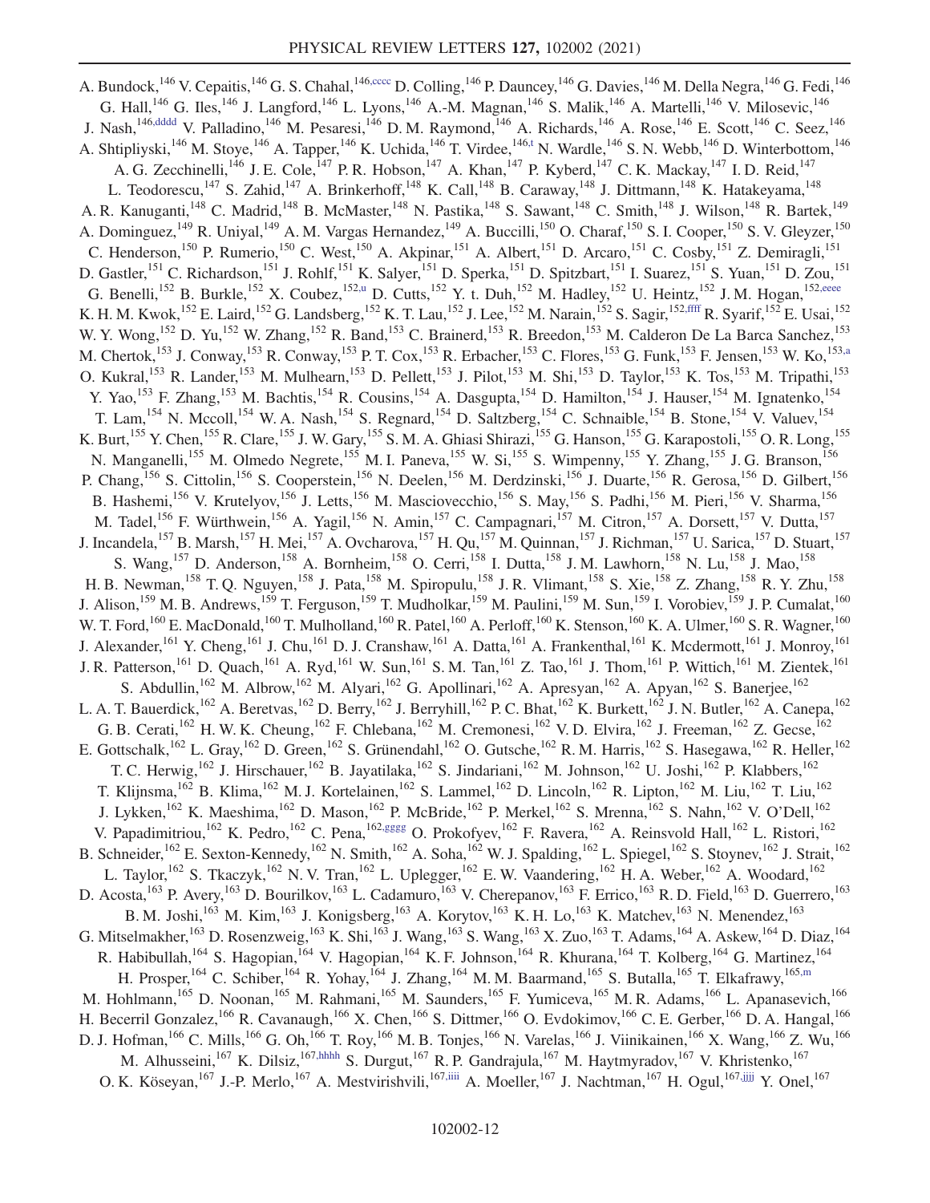A. Bundock,[146] V. Cepaitis,[146] G. S. Chahal,[146,cccc] D. Colling,[146] P. Dauncey,[146] G. Davies,[146] M. Della Negra,[146] G. Fedi,[146] G. Hall,[146] G. Iles,[146] J. Langford,[146] L. Lyons,[146] A.-M. Magnan,[146] S. Malik,[146] A. Martelli,[146] V. Milosevic,[146] J. Nash,[146,dddd] V. Palladino,[146] M. Pesaresi,[146] D. M. Raymond,[146] A. Richards,[146] A. Rose,[146] E. Scott,[146] C. Seez,[146] A. Shtipliyski,[146] M. Stoye,[146] A. Tapper,[146] K. Uchida,[146] T. Virdee,[146,t] N. Wardle,[146] S. N. Webb,[146] D. Winterbottom,[146] A. G. Zecchinelli,[146] J. E. Cole,[147] P. R. Hobson,[147] A. Khan,[147] P. Kyberd,[147] C. K. Mackay,[147] I. D. Reid,[147] L. Teodorescu,[147] S. Zahid,[147] A. Brinkerhoff,[148] K. Call,[148] B. Caraway,[148] J. Dittmann,[148] K. Hatakeyama,[148] A. R. Kanuganti,[148] C. Madrid,[148] B. McMaster,[148] N. Pastika,[148] S. Sawant,[148] C. Smith,[148] J. Wilson,[148] R. Bartek,[149] A. Dominguez,[149] R. Uniyal,[149] A. M. Vargas Hernandez,[149] A. Buccilli,[150] O. Charaf,[150] S. I. Cooper,[150] S. V. Gleyzer,[150] C. Henderson,[150] P. Rumerio,[150] C. West,[150] A. Akpinar,[151] A. Albert,[151] D. Arcaro,[151] C. Cosby,[151] Z. Demiragli,[151] D. Gastler,[151] C. Richardson,[151] J. Rohlf,[151] K. Salyer,[151] D. Sperka,[151] D. Spitzbart,[151] I. Suarez,[151] S. Yuan,[151] D. Zou,[151] G. Benelli,[152] B. Burkle,[152] X. Coubez,[152,u] D. Cutts,[152] Y. t. Duh,[152] M. Hadley,[152] U. Heintz,[152] J. M. Hogan,[152,eeee] K. H. M. Kwok,[152] E. Laird,[152] G. Landsberg,[152] K. T. Lau,[152] J. Lee,[152] M. Narain,[152] S. Sagir,[152,ffff] R. Syarif,[152] E. Usai,[152] W. Y. Wong,[152] D. Yu,[152] W. Zhang,[152] R. Band,[153] C. Brainerd,[153] R. Breedon,[153] M. Calderon De La Barca Sanchez,[153] M. Chertok,[153] J. Conway,[153] R. Conway,[153] P. T. Cox,[153] R. Erbacher,[153] C. Flores,[153] G. Funk,[153] F. Jensen,[153] W. Ko,[153,a] O. Kukral,[153] R. Lander,[153] M. Mulhearn,[153] D. Pellett,[153] J. Pilot,[153] M. Shi,[153] D. Taylor,[153] K. Tos,[153] M. Tripathi,[153] Y. Yao,[153] F. Zhang,[153] M. Bachtis,[154] R. Cousins,[154] A. Dasgupta,[154] D. Hamilton,[154] J. Hauser,[154] M. Ignatenko,[154] T. Lam,[154] N. Mccoll,[154] W. A. Nash,[154] S. Regnard,[154] D. Saltzberg,[154] C. Schnaible,[154] B. Stone,[154] V. Valuev,[154] K. Burt,[155] Y. Chen,[155] R. Clare,[155] J. W. Gary,[155] S. M. A. Ghiasi Shirazi,[155] G. Hanson,[155] G. Karapostoli,[155] O. R. Long,[155] N. Manganelli,[155] M. Olmedo Negrete,[155] M. I. Paneva,[155] W. Si,[155] S. Wimpenny,[155] Y. Zhang,[155] J. G. Branson,[156] P. Chang,[156] S. Cittolin,[156] S. Cooperstein,[156] N. Deelen,[156] M. Derdzinski,[156] J. Duarte,[156] R. Gerosa,[156] D. Gilbert,[156] B. Hashemi,[156] V. Krutelyov,[156] J. Letts,[156] M. Masciovecchio,[156] S. May,[156] S. Padhi,[156] M. Pieri,[156] V. Sharma,[156] M. Tadel,[156] F. Würthwein,[156] A. Yagil,[156] N. Amin,[157] C. Campagnari,[157] M. Citron,[157] A. Dorsett,[157] V. Dutta,[157] J. Incandela,[157] B. Marsh,[157] H. Mei,[157] A. Ovcharova,[157] H. Qu,[157] M. Quinnan,[157] J. Richman,[157] U. Sarica,[157] D. Stuart,[157] S. Wang,[157] D. Anderson,[158] A. Bornheim,[158] O. Cerri,[158] I. Dutta,[158] J. M. Lawhorn,[158] N. Lu,[158] J. Mao,[158] H. B. Newman,[158] T. Q. Nguyen,[158] J. Pata,[158] M. Spiropulu,[158] J. R. Vlimant,[158] S. Xie,[158] Z. Zhang,[158] R. Y. Zhu,[158] J. Alison,[159] M. B. Andrews,[159] T. Ferguson,[159] T. Mudholkar,[159] M. Paulini,[159] M. Sun,[159] I. Vorobiev,[159] J. P. Cumalat,[160] W. T. Ford,[160] E. MacDonald,[160] T. Mulholland,[160] R. Patel,[160] A. Perloff,[160] K. Stenson,[160] K. A. Ulmer,[160] S. R. Wagner,[160] J. Alexander,[161] Y. Cheng,[161] J. Chu,[161] D. J. Cranshaw,[161] A. Datta,[161] A. Frankenthal,[161] K. Mcdermott,[161] J. Monroy,[161] J. R. Patterson,[161] D. Quach,[161] A. Ryd,[161] W. Sun,[161] S. M. Tan,[161] Z. Tao,[161] J. Thom,[161] P. Wittich,[161] M. Zientek,[161] S. Abdullin,[162] M. Albrow,[162] M. Alyari,[162] G. Apollinari,[162] A. Apresyan,[162] A. Apyan,[162] S. Banerjee,[162] L. A. T. Bauerdick,[162] A. Beretvas,[162] D. Berry,[162] J. Berryhill,[162] P. C. Bhat,[162] K. Burkett,[162] J. N. Butler,[162] A. Canepa,[162] G. B. Cerati,[162] H. W. K. Cheung,[162] F. Chlebana,[162] M. Cremonesi,[162] V. D. Elvira,[162] J. Freeman,[162] Z. Gecse,[162] E. Gottschalk,[162] L. Gray,[162] D. Green,[162] S. Grünendahl,[162] O. Gutsche,[162] R. M. Harris,[162] S. Hasegawa,[162] R. Heller,[162] T. C. Herwig,[162] J. Hirschauer,[162] B. Jayatilaka,[162] S. Jindariani,[162] M. Johnson,[162] U. Joshi,[162] P. Klabbers,[162] T. Klijnsma,[162] B. Klima,[162] M. J. Kortelainen,[162] S. Lammel,[162] D. Lincoln,[162] R. Lipton,[162] M. Liu,[162] T. Liu,[162] J. Lykken,[162] K. Maeshima,[162] D. Mason,[162] P. McBride,[162] P. Merkel,[162] S. Mrenna,[162] S. Nahn,[162] V. O'Dell,[162] V. Papadimitriou,[162] K. Pedro,[162] C. Pena,[162,gggg] O. Prokofyev,[162] F. Ravera,[162] A. Reinsvold Hall,[162] L. Ristori,[162] B. Schneider,[162] E. Sexton-Kennedy,[162] N. Smith,[162] A. Soha,[162] W. J. Spalding,[162] L. Spiegel,[162] S. Stoynev,[162] J. Strait,[162] L. Taylor,[162] S. Tkaczyk,[162] N. V. Tran,[162] L. Uplegger,[162] E. W. Vaandering,[162] H. A. Weber,[162] A. Woodard,[162] D. Acosta,[163] P. Avery,[163] D. Bourilkov,[163] L. Cadamuro,[163] V. Cherepanov,[163] F. Errico,[163] R. D. Field,[163] D. Guerrero,[163] B. M. Joshi,[163] M. Kim,[163] J. Konigsberg,[163] A. Korytov,[163] K. H. Lo,[163] K. Matchev,[163] N. Menendez,[163] G. Mitselmakher,[163] D. Rosenzweig,[163] K. Shi,[163] J. Wang,[163] S. Wang,[163] X. Zuo,[163] T. Adams,[164] A. Askew,[164] D. Diaz,[164] R. Habibullah,[164] S. Hagopian,[164] V. Hagopian,[164] K. F. Johnson,[164] R. Khurana,[164] T. Kolberg,[164] G. Martinez,[164] H. Prosper,[164] C. Schiber,[164] R. Yohay,[164] J. Zhang,[164] M. M. Baarmand,[165] S. Butalla,[165] T. Elkafrawy,[165,m] M. Hohlmann,[165] D. Noonan,[165] M. Rahmani,[165] M. Saunders,[165] F. Yumiceva,[165] M. R. Adams,[166] L. Apanasevich,[166] H. Becerril Gonzalez,[166] R. Cavanaugh,[166] X. Chen,[166] S. Dittmer,[166] O. Evdokimov,[166] C. E. Gerber,[166] D. A. Hangal,[166] D. J. Hofman,[166] C. Mills,[166] G. Oh,[166] T. Roy,[166] M. B. Tonjes,[166] N. Varelas,[166] J. Viinikainen,[166] X. Wang,[166] Z. Wu,[166] M. Alhusseini,[167] K. Dilsiz,[167,hhhh] S. Durgut,[167] R. P. Gandrajula,[167] M. Haytmyradov,[167] V. Khristenko,[167] O. K. Köseyan,[167] J.-P. Merlo,[167] A. Mestvirishvili,[167,iiii] A. Moeller,[167] J. Nachtman,[167] H. Ogul,[167,jjjj] Y. Onel,[167]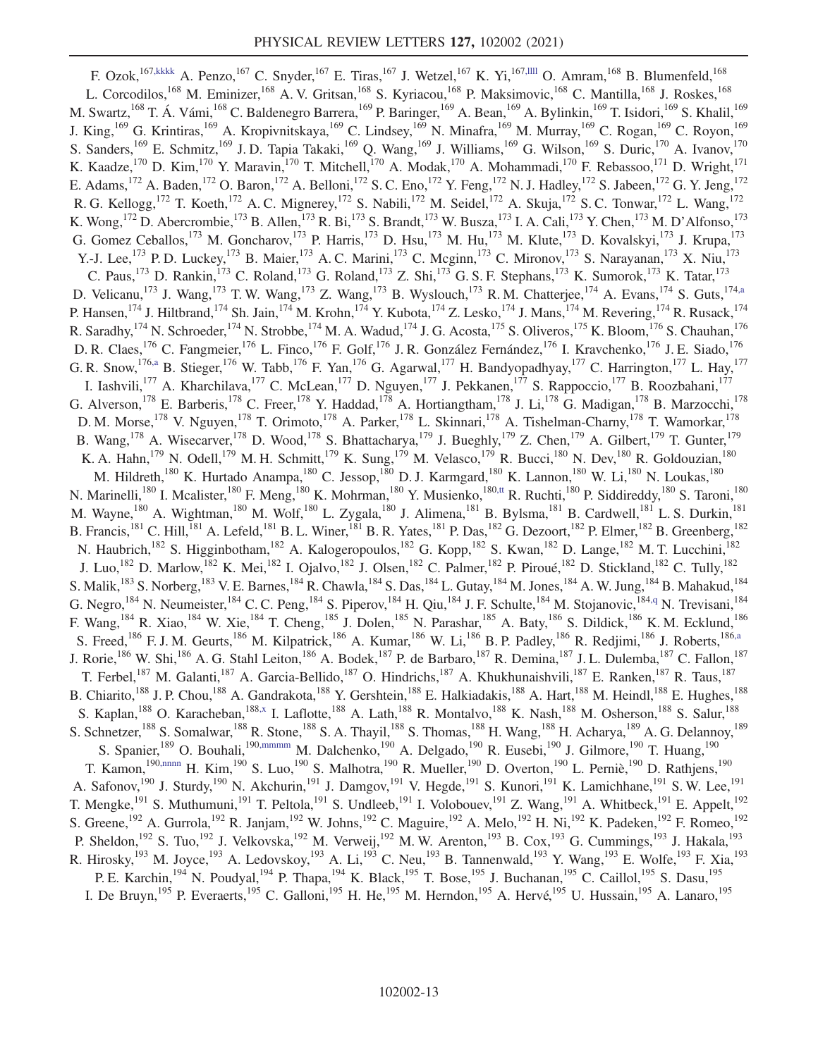F. Ozok,[167,kkkk] A. Penzo,[167] C. Snyder,[167] E. Tiras,[167] J. Wetzel,[167] K. Yi,[167,llll] O. Amram,[168] B. Blumenfeld,[168] L. Corcodilos,[168] M. Eminizer,[168] A. V. Gritsan,[168] S. Kyriacou,[168] P. Maksimovic,[168] C. Mantilla,[168] J. Roskes,[168] M. Swartz,[168] T. Á. Vámi,[168] C. Baldenegro Barrera,[169] P. Baringer,[169] A. Bean,[169] A. Bylinkin,[169] T. Isidori,[169] S. Khalil,[169] J. King,[169] G. Krintiras,[169] A. Kropivnitskaya,[169] C. Lindsey,[169] N. Minafra,[169] M. Murray,[169] C. Rogan,[169] C. Royon,[169] S. Sanders,[169] E. Schmitz,[169] J. D. Tapia Takaki,[169] Q. Wang,[169] J. Williams,[169] G. Wilson,[169] S. Duric,[170] A. Ivanov,[170] K. Kaadze,[170] D. Kim,[170] Y. Maravin,[170] T. Mitchell,[170] A. Modak,[170] A. Mohammadi,[170] F. Rebassoo,[171] D. Wright,[171] E. Adams,[172] A. Baden,[172] O. Baron,[172] A. Belloni,[172] S. C. Eno,[172] Y. Feng,[172] N. J. Hadley,[172] S. Jabeen,[172] G. Y. Jeng,[172] R. G. Kellogg,[172] T. Koeth,[172] A. C. Mignerey,[172] S. Nabili,[172] M. Seidel,[172] A. Skuja,[172] S. C. Tonwar,[172] L. Wang,[172] K. Wong,[172] D. Abercrombie,[173] B. Allen,[173] R. Bi,[173] S. Brandt,[173] W. Busza,[173] I. A. Cali,[173] Y. Chen,[173] M. D'Alfonso,[173] G. Gomez Ceballos,[173] M. Goncharov,[173] P. Harris,[173] D. Hsu,[173] M. Hu,[173] M. Klute,[173] D. Kovalskyi,[173] J. Krupa,[173] Y.-J. Lee,[173] P. D. Luckey,[173] B. Maier,[173] A. C. Marini,[173] C. Mcginn,[173] C. Mironov,[173] S. Narayanan,[173] X. Niu,[173] C. Paus,[173] D. Rankin,[173] C. Roland,[173] G. Roland,[173] Z. Shi,[173] G. S. F. Stephans,[173] K. Sumorok,[173] K. Tatar,[173] D. Velicanu,[173] J. Wang,[173] T. W. Wang,[173] Z. Wang,[173] B. Wyslouch,[173] R. M. Chatterjee,[174] A. Evans,[174] S. Guts,[174,a] P. Hansen,[174] J. Hiltbrand,[174] Sh. Jain,[174] M. Krohn,[174] Y. Kubota,[174] Z. Lesko,[174] J. Mans,[174] M. Revering,[174] R. Rusack,[174] R. Saradhy,[174] N. Schroeder,[174] N. Strobbe,[174] M. A. Wadud,[174] J. G. Acosta,[175] S. Oliveros,[175] K. Bloom,[176] S. Chauhan,[176] D. R. Claes,[176] C. Fangmeier,[176] L. Finco,[176] F. Golf,[176] J. R. González Fernández,[176] I. Kravchenko,[176] J. E. Siado,[176] G. R. Snow,[176,a] B. Stieger,[176] W. Tabb,[176] F. Yan,[176] G. Agarwal,[177] H. Bandyopadhyay,[177] C. Harrington,[177] L. Hay,[177] I. Iashvili,[177] A. Kharchilava,[177] C. McLean,[177] D. Nguyen,[177] J. Pekkanen,[177] S. Rappoccio,[177] B. Roozbahani,[177] G. Alverson,[178] E. Barberis,[178] C. Freer,[178] Y. Haddad,[178] A. Hortiangtham,[178] J. Li,[178] G. Madigan,[178] B. Marzocchi,[178] D. M. Morse,[178] V. Nguyen,[178] T. Orimoto,[178] A. Parker,[178] L. Skinnari,[178] A. Tishelman-Charny,[178] T. Wamorkar,[178] B. Wang,[178] A. Wisecarver,[178] D. Wood,[178] S. Bhattacharya,[179] J. Bueghly,[179] Z. Chen,[179] A. Gilbert,[179] T. Gunter,[179] K. A. Hahn,[179] N. Odell,[179] M. H. Schmitt,[179] K. Sung,[179] M. Velasco,[179] R. Bucci,[180] N. Dev,[180] R. Goldouzian,[180] M. Hildreth,[180] K. Hurtado Anampa,[180] C. Jessop,[180] D. J. Karmgard,[180] K. Lannon,[180] W. Li,[180] N. Loukas,[180] N. Marinelli,[180] I. Mcalister,[180] F. Meng,[180] K. Mohrman,[180] Y. Musienko,[180,tt] R. Ruchti,[180] P. Siddireddy,[180] S. Taroni,[180] M. Wayne,[180] A. Wightman,[180] M. Wolf,[180] L. Zygala,[180] J. Alimena,[181] B. Bylsma,[181] B. Cardwell,[181] L. S. Durkin,[181] B. Francis,[181] C. Hill,[181] A. Lefeld,[181] B. L. Winer,[181] B. R. Yates,[181] P. Das,[182] G. Dezoort,[182] P. Elmer,[182] B. Greenberg,[182] N. Haubrich,[182] S. Higginbotham,[182] A. Kalogeropoulos,[182] G. Kopp,[182] S. Kwan,[182] D. Lange,[182] M. T. Lucchini,[182] J. Luo,[182] D. Marlow,[182] K. Mei,[182] I. Ojalvo,[182] J. Olsen,[182] C. Palmer,[182] P. Piroué,[182] D. Stickland,[182] C. Tully,[182] S. Malik,[183] S. Norberg,[183] V. E. Barnes,[184] R. Chawla,[184] S. Das,[184] L. Gutay,[184] M. Jones,[184] A. W. Jung,[184] B. Mahakud,[184] G. Negro,[184] N. Neumeister,[184] C. C. Peng,[184] S. Piperov,[184] H. Qiu,[184] J. F. Schulte,[184] M. Stojanovic,[184,q] N. Trevisani,[184] F. Wang,[184] R. Xiao,[184] W. Xie,[184] T. Cheng,[185] J. Dolen,[185] N. Parashar,[185] A. Baty,[186] S. Dildick,[186] K. M. Ecklund,[186] S. Freed,[186] F. J. M. Geurts,[186] M. Kilpatrick,[186] A. Kumar,[186] W. Li,[186] B. P. Padley,[186] R. Redjimi,[186] J. Roberts,[186,a] J. Rorie,[186] W. Shi,[186] A. G. Stahl Leiton,[186] A. Bodek,[187] P. de Barbaro,[187] R. Demina,[187] J. L. Dulemba,[187] C. Fallon,[187] T. Ferbel,[187] M. Galanti,[187] A. Garcia-Bellido,[187] O. Hindrichs,[187] A. Khukhunaishvili,[187] E. Ranken,[187] R. Taus,[187] B. Chiarito,[188] J. P. Chou,[188] A. Gandrakota,[188] Y. Gershtein,[188] E. Halkiadakis,[188] A. Hart,[188] M. Heindl,[188] E. Hughes,[188] S. Kaplan,[188] O. Karacheban,[188,x] I. Laflotte,[188] A. Lath,[188] R. Montalvo,[188] K. Nash,[188] M. Osherson,[188] S. Salur,[188] S. Schnetzer,[188] S. Somalwar,[188] R. Stone,[188] S. A. Thayil,[188] S. Thomas,[188] H. Wang,[188] H. Acharya,[189] A. G. Delannoy,[189] S. Spanier,[189] O. Bouhali,[190,mmmm] M. Dalchenko,[190] A. Delgado,[190] R. Eusebi,[190] J. Gilmore,[190] T. Huang,[190] T. Kamon,[190,nnnn] H. Kim,[190] S. Luo,[190] S. Malhotra,[190] R. Mueller,[190] D. Overton,[190] L. Perniè,[190] D. Rathjens,[190] A. Safonov,[190] J. Sturdy,[190] N. Akchurin,[191] J. Damgov,[191] V. Hegde,[191] S. Kunori,[191] K. Lamichhane,[191] S. W. Lee,[191] T. Mengke,[191] S. Muthumuni,[191] T. Peltola,[191] S. Undleeb,[191] I. Volobouev,[191] Z. Wang,[191] A. Whitbeck,[191] E. Appelt,[192] S. Greene,[192] A. Gurrola,[192] R. Janjam,[192] W. Johns,[192] C. Maguire,[192] A. Melo,[192] H. Ni,[192] K. Padeken,[192] F. Romeo,[192] P. Sheldon,[192] S. Tuo,[192] J. Velkovska,[192] M. Verweij,[192] M. W. Arenton,[193] B. Cox,[193] G. Cummings,[193] J. Hakala,[193] R. Hirosky,[193] M. Joyce,[193] A. Ledovskoy,[193] A. Li,[193] C. Neu,[193] B. Tannenwald,[193] Y. Wang,[193] E. Wolfe,[193] F. Xia,[193] P. E. Karchin,[194] N. Poudyal,[194] P. Thapa,[194] K. Black,[195] T. Bose,[195] J. Buchanan,[195] C. Caillol,[195] S. Dasu,[195] I. De Bruyn,[195] P. Everaerts,[195] C. Galloni,[195] H. He,[195] M. Herndon,[195] A. Hervé,[195] U. Hussain,[195] A. Lanaro,[195]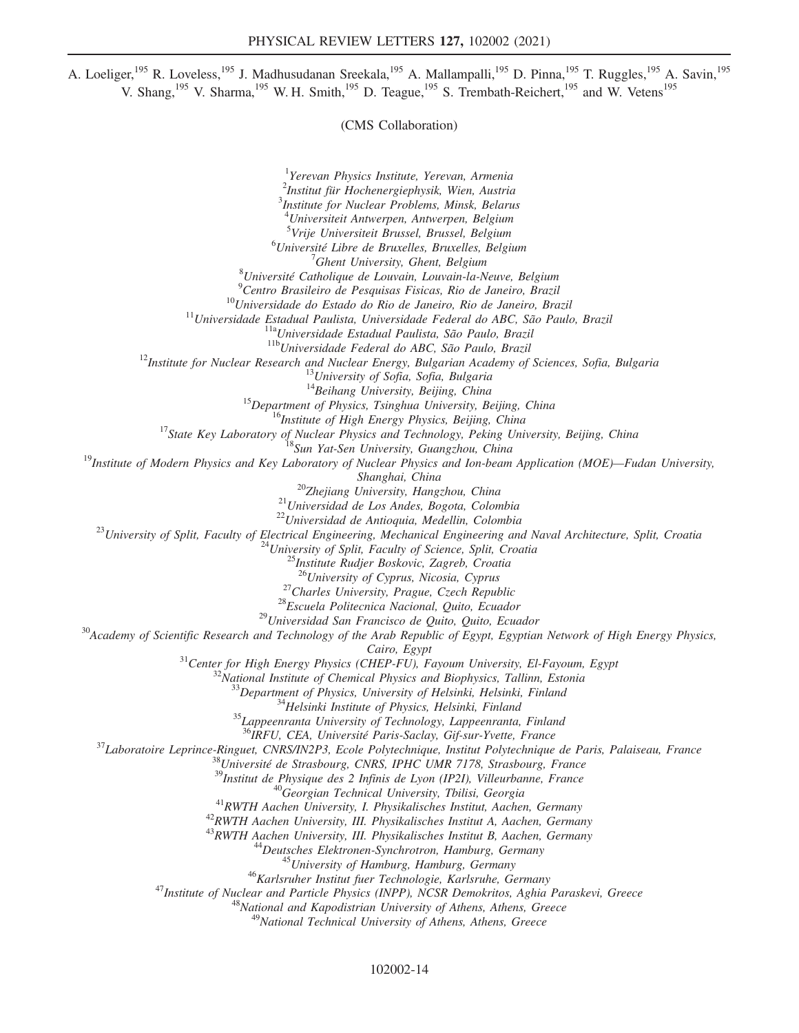A. Loeliger,[195] R. Loveless,[195] J. Madhusudanan Sreekala,[195] A. Mallampalli,[195] D. Pinna,[195] T. Ruggles,[195] A. Savin,[195] V. Shang,[195] V. Sharma,[195] W. H. Smith,[195] D. Teague,[195] S. Trembath-Reichert,[195] and W. Vetens[195]

(CMS Collaboration)

[1]*Yerevan Physics Institute, Yerevan, Armenia*
[2]*Institut für Hochenergiephysik, Wien, Austria*
[3]*Institute for Nuclear Problems, Minsk, Belarus*
[4]*Universiteit Antwerpen, Antwerpen, Belgium*
[5]*Vrije Universiteit Brussel, Brussel, Belgium*
[6]*Université Libre de Bruxelles, Bruxelles, Belgium*
[7]*Ghent University, Ghent, Belgium*
[8]*Université Catholique de Louvain, Louvain-la-Neuve, Belgium*
[9]*Centro Brasileiro de Pesquisas Fisicas, Rio de Janeiro, Brazil*
[10]*Universidade do Estado do Rio de Janeiro, Rio de Janeiro, Brazil*
[11]*Universidade Estadual Paulista, Universidade Federal do ABC, São Paulo, Brazil*
[11a]*Universidade Estadual Paulista, São Paulo, Brazil*
[11b]*Universidade Federal do ABC, São Paulo, Brazil*
[12]*Institute for Nuclear Research and Nuclear Energy, Bulgarian Academy of Sciences, Sofia, Bulgaria*
[13]*University of Sofia, Sofia, Bulgaria*
[14]*Beihang University, Beijing, China*
[15]*Department of Physics, Tsinghua University, Beijing, China*
[16]*Institute of High Energy Physics, Beijing, China*
[17]*State Key Laboratory of Nuclear Physics and Technology, Peking University, Beijing, China*
[18]*Sun Yat-Sen University, Guangzhou, China*
[19]*Institute of Modern Physics and Key Laboratory of Nuclear Physics and Ion-beam Application (MOE)—Fudan University, Shanghai, China*
[20]*Zhejiang University, Hangzhou, China*
[21]*Universidad de Los Andes, Bogota, Colombia*
[22]*Universidad de Antioquia, Medellin, Colombia*
[23]*University of Split, Faculty of Electrical Engineering, Mechanical Engineering and Naval Architecture, Split, Croatia*
[24]*University of Split, Faculty of Science, Split, Croatia*
[25]*Institute Rudjer Boskovic, Zagreb, Croatia*
[26]*University of Cyprus, Nicosia, Cyprus*
[27]*Charles University, Prague, Czech Republic*
[28]*Escuela Politecnica Nacional, Quito, Ecuador*
[29]*Universidad San Francisco de Quito, Quito, Ecuador*
[30]*Academy of Scientific Research and Technology of the Arab Republic of Egypt, Egyptian Network of High Energy Physics, Cairo, Egypt*
[31]*Center for High Energy Physics (CHEP-FU), Fayoum University, El-Fayoum, Egypt*
[32]*National Institute of Chemical Physics and Biophysics, Tallinn, Estonia*
[33]*Department of Physics, University of Helsinki, Helsinki, Finland*
[34]*Helsinki Institute of Physics, Helsinki, Finland*
[35]*Lappeenranta University of Technology, Lappeenranta, Finland*
[36]*IRFU, CEA, Université Paris-Saclay, Gif-sur-Yvette, France*
[37]*Laboratoire Leprince-Ringuet, CNRS/IN2P3, Ecole Polytechnique, Institut Polytechnique de Paris, Palaiseau, France*
[38]*Université de Strasbourg, CNRS, IPHC UMR 7178, Strasbourg, France*
[39]*Institut de Physique des 2 Infinis de Lyon (IP2I), Villeurbanne, France*
[40]*Georgian Technical University, Tbilisi, Georgia*
[41]*RWTH Aachen University, I. Physikalisches Institut, Aachen, Germany*
[42]*RWTH Aachen University, III. Physikalisches Institut A, Aachen, Germany*
[43]*RWTH Aachen University, III. Physikalisches Institut B, Aachen, Germany*
[44]*Deutsches Elektronen-Synchrotron, Hamburg, Germany*
[45]*University of Hamburg, Hamburg, Germany*
[46]*Karlsruher Institut fuer Technologie, Karlsruhe, Germany*
[47]*Institute of Nuclear and Particle Physics (INPP), NCSR Demokritos, Aghia Paraskevi, Greece*
[48]*National and Kapodistrian University of Athens, Athens, Greece*
[49]*National Technical University of Athens, Athens, Greece*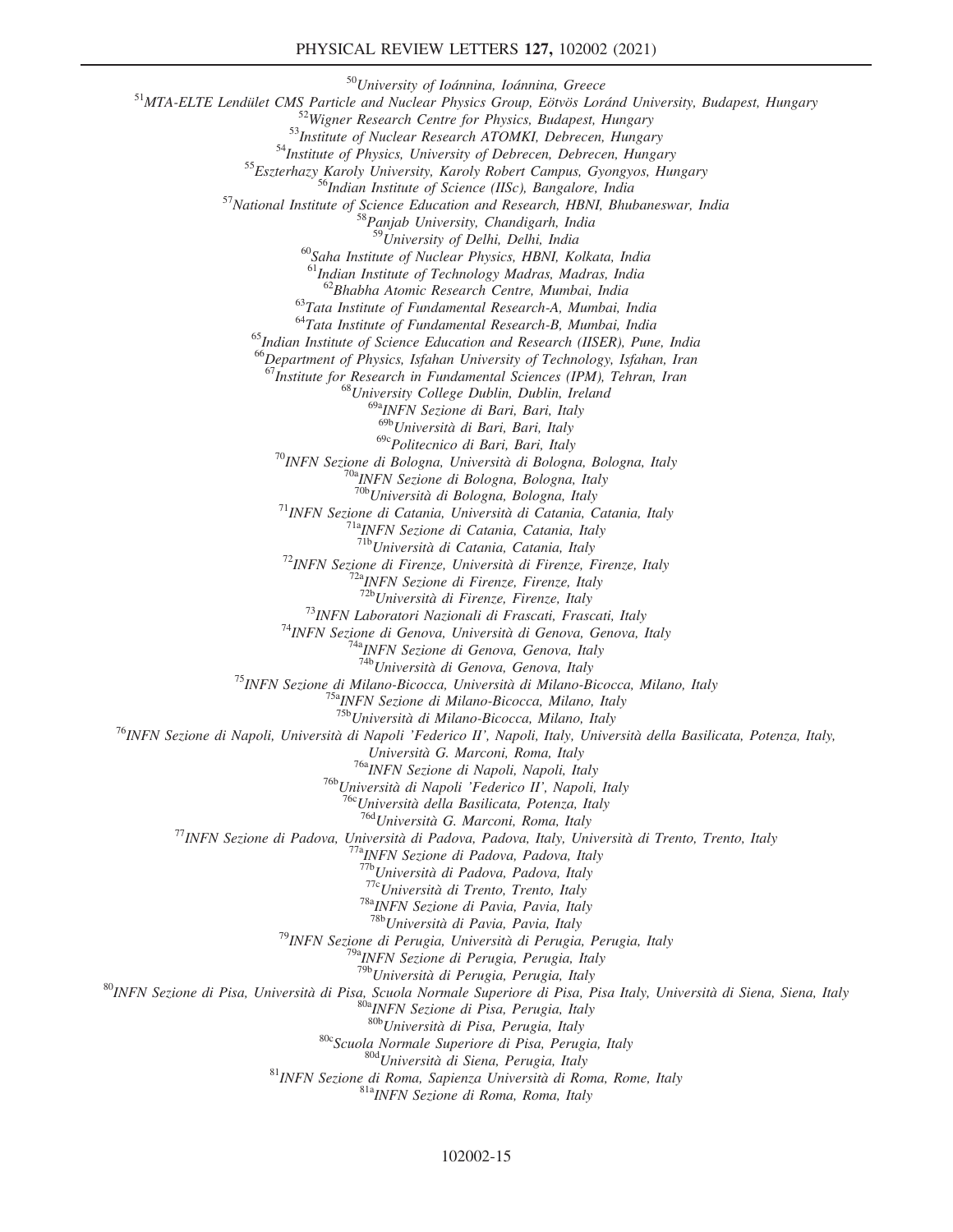[50]*University of Ioánnina, Ioánnina, Greece*

[51]*MTA-ELTE Lendület CMS Particle and Nuclear Physics Group, Eötvös Loránd University, Budapest, Hungary*

[52]*Wigner Research Centre for Physics, Budapest, Hungary*

[53]*Institute of Nuclear Research ATOMKI, Debrecen, Hungary*

[54]*Institute of Physics, University of Debrecen, Debrecen, Hungary*

[55]*Eszterhazy Karoly University, Karoly Robert Campus, Gyongyos, Hungary*

[56]*Indian Institute of Science (IISc), Bangalore, India*

[57]*National Institute of Science Education and Research, HBNI, Bhubaneswar, India*

[58]*Panjab University, Chandigarh, India*

[59]*University of Delhi, Delhi, India*

[60]*Saha Institute of Nuclear Physics, HBNI, Kolkata, India*

[61]*Indian Institute of Technology Madras, Madras, India*

[62]*Bhabha Atomic Research Centre, Mumbai, India*

[63]*Tata Institute of Fundamental Research-A, Mumbai, India*

[64]*Tata Institute of Fundamental Research-B, Mumbai, India*

[65]*Indian Institute of Science Education and Research (IISER), Pune, India*

[66]*Department of Physics, Isfahan University of Technology, Isfahan, Iran*

[67]*Institute for Research in Fundamental Sciences (IPM), Tehran, Iran*

[68]*University College Dublin, Dublin, Ireland*

[69a]*INFN Sezione di Bari, Bari, Italy*

[69b]*Università di Bari, Bari, Italy*

[69c]*Politecnico di Bari, Bari, Italy*

[70]*INFN Sezione di Bologna, Università di Bologna, Bologna, Italy*

[70a]*INFN Sezione di Bologna, Bologna, Italy*

[70b]*Università di Bologna, Bologna, Italy*

[71]*INFN Sezione di Catania, Università di Catania, Catania, Italy*

[71a]*INFN Sezione di Catania, Catania, Italy*

[71b]*Università di Catania, Catania, Italy*

[72]*INFN Sezione di Firenze, Università di Firenze, Firenze, Italy*

[72a]*INFN Sezione di Firenze, Firenze, Italy*

[72b]*Università di Firenze, Firenze, Italy*

[73]*INFN Laboratori Nazionali di Frascati, Frascati, Italy*

[74]*INFN Sezione di Genova, Università di Genova, Genova, Italy*

[74a]*INFN Sezione di Genova, Genova, Italy*

[74b]*Università di Genova, Genova, Italy*

[75]*INFN Sezione di Milano-Bicocca, Università di Milano-Bicocca, Milano, Italy*

[75a]*INFN Sezione di Milano-Bicocca, Milano, Italy*

[75b]*Università di Milano-Bicocca, Milano, Italy*

[76]*INFN Sezione di Napoli, Università di Napoli 'Federico II', Napoli, Italy, Università della Basilicata, Potenza, Italy, Università G. Marconi, Roma, Italy*

[76a]*INFN Sezione di Napoli, Napoli, Italy*

[76b]*Università di Napoli 'Federico II', Napoli, Italy*

[76c]*Università della Basilicata, Potenza, Italy*

[76d]*Università G. Marconi, Roma, Italy*

[77]*INFN Sezione di Padova, Università di Padova, Padova, Italy, Università di Trento, Trento, Italy*

[77a]*INFN Sezione di Padova, Padova, Italy*

[77b]*Università di Padova, Padova, Italy*

[77c]*Università di Trento, Trento, Italy*

[78a]*INFN Sezione di Pavia, Pavia, Italy*

[78b]*Università di Pavia, Pavia, Italy*

[79]*INFN Sezione di Perugia, Università di Perugia, Perugia, Italy*

[79a]*INFN Sezione di Perugia, Perugia, Italy*

[79b]*Università di Perugia, Perugia, Italy*

[80]*INFN Sezione di Pisa, Università di Pisa, Scuola Normale Superiore di Pisa, Pisa Italy, Università di Siena, Siena, Italy*

[80a]*INFN Sezione di Pisa, Perugia, Italy*

[80b]*Università di Pisa, Perugia, Italy*

[80c]*Scuola Normale Superiore di Pisa, Perugia, Italy*

[80d]*Università di Siena, Perugia, Italy*

[81]*INFN Sezione di Roma, Sapienza Università di Roma, Rome, Italy*

[81a]*INFN Sezione di Roma, Roma, Italy*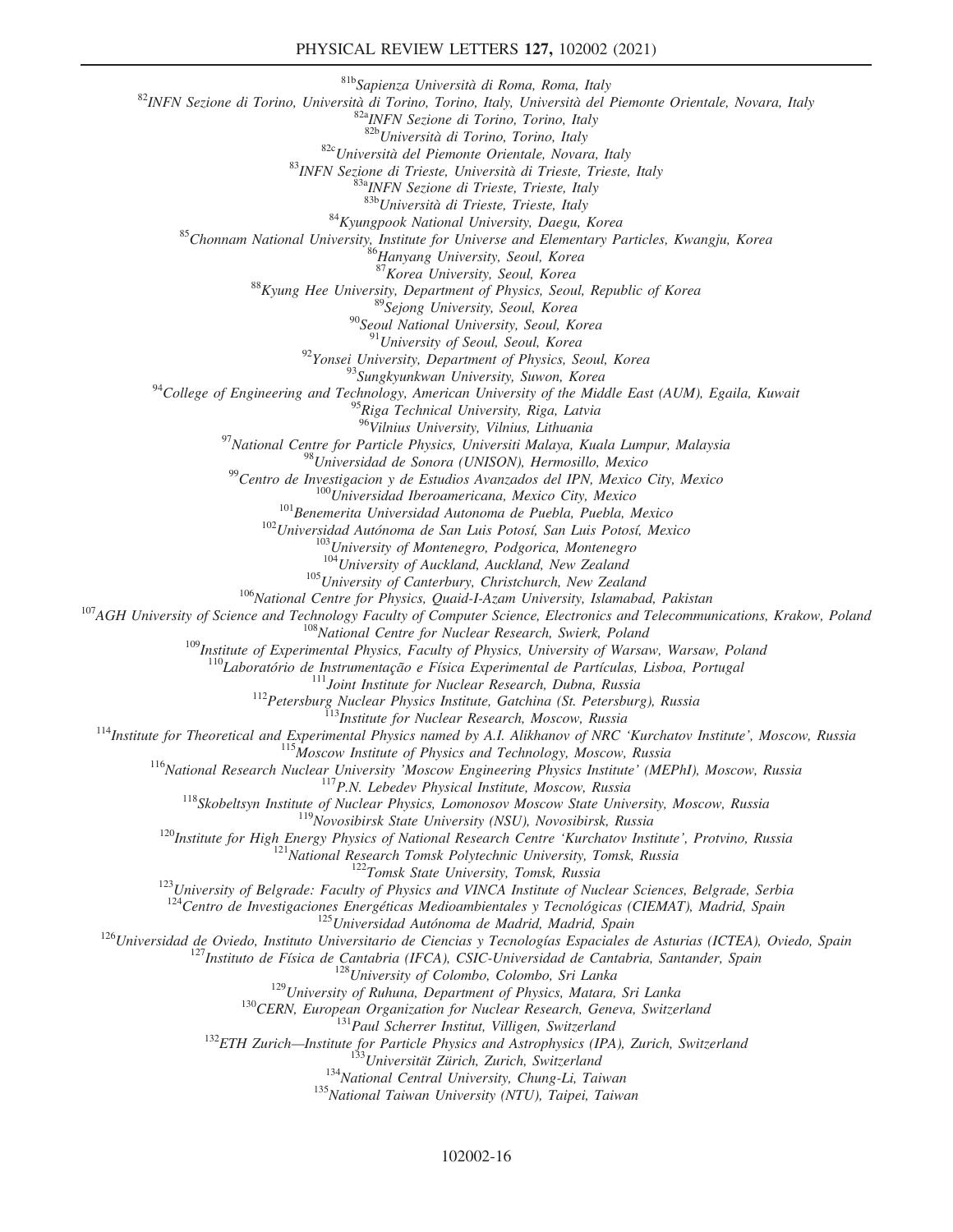[81b]Sapienza Università di Roma, Roma, Italy

[82]INFN Sezione di Torino, Università di Torino, Torino, Italy, Università del Piemonte Orientale, Novara, Italy

[82a]INFN Sezione di Torino, Torino, Italy

[82b]Università di Torino, Torino, Italy

[82c]Università del Piemonte Orientale, Novara, Italy

[83]INFN Sezione di Trieste, Università di Trieste, Trieste, Italy

[83a]INFN Sezione di Trieste, Trieste, Italy

[83b]Università di Trieste, Trieste, Italy

[84]Kyungpook National University, Daegu, Korea

[85]Chonnam National University, Institute for Universe and Elementary Particles, Kwangju, Korea

[86]Hanyang University, Seoul, Korea

[87]Korea University, Seoul, Korea

[88]Kyung Hee University, Department of Physics, Seoul, Republic of Korea

[89]Sejong University, Seoul, Korea

[90]Seoul National University, Seoul, Korea

[91]University of Seoul, Seoul, Korea

[92]Yonsei University, Department of Physics, Seoul, Korea

[93]Sungkyunkwan University, Suwon, Korea

[94]College of Engineering and Technology, American University of the Middle East (AUM), Egaila, Kuwait

[95]Riga Technical University, Riga, Latvia

[96]Vilnius University, Vilnius, Lithuania

[97]National Centre for Particle Physics, Universiti Malaya, Kuala Lumpur, Malaysia

[98]Universidad de Sonora (UNISON), Hermosillo, Mexico

[99]Centro de Investigacion y de Estudios Avanzados del IPN, Mexico City, Mexico

[100]Universidad Iberoamericana, Mexico City, Mexico

[101]Benemerita Universidad Autonoma de Puebla, Puebla, Mexico

[102]Universidad Autónoma de San Luis Potosí, San Luis Potosí, Mexico

[103]University of Montenegro, Podgorica, Montenegro

[104]University of Auckland, Auckland, New Zealand

[105]University of Canterbury, Christchurch, New Zealand

[106]National Centre for Physics, Quaid-I-Azam University, Islamabad, Pakistan

[107]AGH University of Science and Technology Faculty of Computer Science, Electronics and Telecommunications, Krakow, Poland

[108]National Centre for Nuclear Research, Swierk, Poland

[109]Institute of Experimental Physics, Faculty of Physics, University of Warsaw, Warsaw, Poland

[110]Laboratório de Instrumentação e Física Experimental de Partículas, Lisboa, Portugal

[111]Joint Institute for Nuclear Research, Dubna, Russia

[112]Petersburg Nuclear Physics Institute, Gatchina (St. Petersburg), Russia

[113]Institute for Nuclear Research, Moscow, Russia

[114]Institute for Theoretical and Experimental Physics named by A.I. Alikhanov of NRC 'Kurchatov Institute', Moscow, Russia

[115]Moscow Institute of Physics and Technology, Moscow, Russia

[116]National Research Nuclear University 'Moscow Engineering Physics Institute' (MEPhI), Moscow, Russia

[117]P.N. Lebedev Physical Institute, Moscow, Russia

[118]Skobeltsyn Institute of Nuclear Physics, Lomonosov Moscow State University, Moscow, Russia

[119]Novosibirsk State University (NSU), Novosibirsk, Russia

[120]Institute for High Energy Physics of National Research Centre 'Kurchatov Institute', Protvino, Russia

[121]National Research Tomsk Polytechnic University, Tomsk, Russia

[122]Tomsk State University, Tomsk, Russia

[123]University of Belgrade: Faculty of Physics and VINCA Institute of Nuclear Sciences, Belgrade, Serbia

[124]Centro de Investigaciones Energéticas Medioambientales y Tecnológicas (CIEMAT), Madrid, Spain

[125]Universidad Autónoma de Madrid, Madrid, Spain

[126]Universidad de Oviedo, Instituto Universitario de Ciencias y Tecnologías Espaciales de Asturias (ICTEA), Oviedo, Spain

[127]Instituto de Física de Cantabria (IFCA), CSIC-Universidad de Cantabria, Santander, Spain

[128]University of Colombo, Colombo, Sri Lanka

[129]University of Ruhuna, Department of Physics, Matara, Sri Lanka

[130]CERN, European Organization for Nuclear Research, Geneva, Switzerland

[131]Paul Scherrer Institut, Villigen, Switzerland

[132]ETH Zurich—Institute for Particle Physics and Astrophysics (IPA), Zurich, Switzerland

[133]Universität Zürich, Zurich, Switzerland

[134]National Central University, Chung-Li, Taiwan

[135]National Taiwan University (NTU), Taipei, Taiwan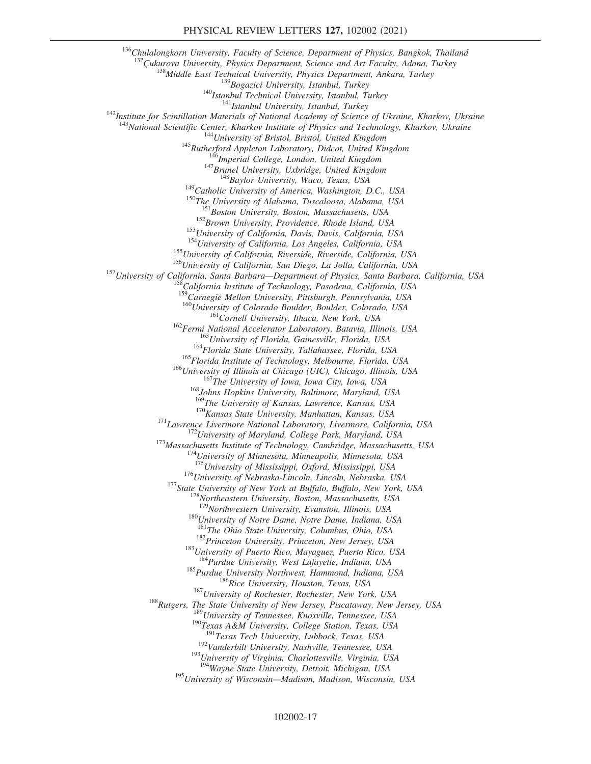[136]Chulalongkorn University, Faculty of Science, Department of Physics, Bangkok, Thailand
[137]Çukurova University, Physics Department, Science and Art Faculty, Adana, Turkey
[138]Middle East Technical University, Physics Department, Ankara, Turkey
[139]Bogazici University, Istanbul, Turkey
[140]Istanbul Technical University, Istanbul, Turkey
[141]Istanbul University, Istanbul, Turkey
[142]Institute for Scintillation Materials of National Academy of Science of Ukraine, Kharkov, Ukraine
[143]National Scientific Center, Kharkov Institute of Physics and Technology, Kharkov, Ukraine
[144]University of Bristol, Bristol, United Kingdom
[145]Rutherford Appleton Laboratory, Didcot, United Kingdom
[146]Imperial College, London, United Kingdom
[147]Brunel University, Uxbridge, United Kingdom
[148]Baylor University, Waco, Texas, USA
[149]Catholic University of America, Washington, D.C., USA
[150]The University of Alabama, Tuscaloosa, Alabama, USA
[151]Boston University, Boston, Massachusetts, USA
[152]Brown University, Providence, Rhode Island, USA
[153]University of California, Davis, Davis, California, USA
[154]University of California, Los Angeles, California, USA
[155]University of California, Riverside, Riverside, California, USA
[156]University of California, San Diego, La Jolla, California, USA
[157]University of California, Santa Barbara—Department of Physics, Santa Barbara, California, USA
[158]California Institute of Technology, Pasadena, California, USA
[159]Carnegie Mellon University, Pittsburgh, Pennsylvania, USA
[160]University of Colorado Boulder, Boulder, Colorado, USA
[161]Cornell University, Ithaca, New York, USA
[162]Fermi National Accelerator Laboratory, Batavia, Illinois, USA
[163]University of Florida, Gainesville, Florida, USA
[164]Florida State University, Tallahassee, Florida, USA
[165]Florida Institute of Technology, Melbourne, Florida, USA
[166]University of Illinois at Chicago (UIC), Chicago, Illinois, USA
[167]The University of Iowa, Iowa City, Iowa, USA
[168]Johns Hopkins University, Baltimore, Maryland, USA
[169]The University of Kansas, Lawrence, Kansas, USA
[170]Kansas State University, Manhattan, Kansas, USA
[171]Lawrence Livermore National Laboratory, Livermore, California, USA
[172]University of Maryland, College Park, Maryland, USA
[173]Massachusetts Institute of Technology, Cambridge, Massachusetts, USA
[174]University of Minnesota, Minneapolis, Minnesota, USA
[175]University of Mississippi, Oxford, Mississippi, USA
[176]University of Nebraska-Lincoln, Lincoln, Nebraska, USA
[177]State University of New York at Buffalo, Buffalo, New York, USA
[178]Northeastern University, Boston, Massachusetts, USA
[179]Northwestern University, Evanston, Illinois, USA
[180]University of Notre Dame, Notre Dame, Indiana, USA
[181]The Ohio State University, Columbus, Ohio, USA
[182]Princeton University, Princeton, New Jersey, USA
[183]University of Puerto Rico, Mayaguez, Puerto Rico, USA
[184]Purdue University, West Lafayette, Indiana, USA
[185]Purdue University Northwest, Hammond, Indiana, USA
[186]Rice University, Houston, Texas, USA
[187]University of Rochester, Rochester, New York, USA
[188]Rutgers, The State University of New Jersey, Piscataway, New Jersey, USA
[189]University of Tennessee, Knoxville, Tennessee, USA
[190]Texas A&M University, College Station, Texas, USA
[191]Texas Tech University, Lubbock, Texas, USA
[192]Vanderbilt University, Nashville, Tennessee, USA
[193]University of Virginia, Charlottesville, Virginia, USA
[194]Wayne State University, Detroit, Michigan, USA
[195]University of Wisconsin—Madison, Madison, Wisconsin, USA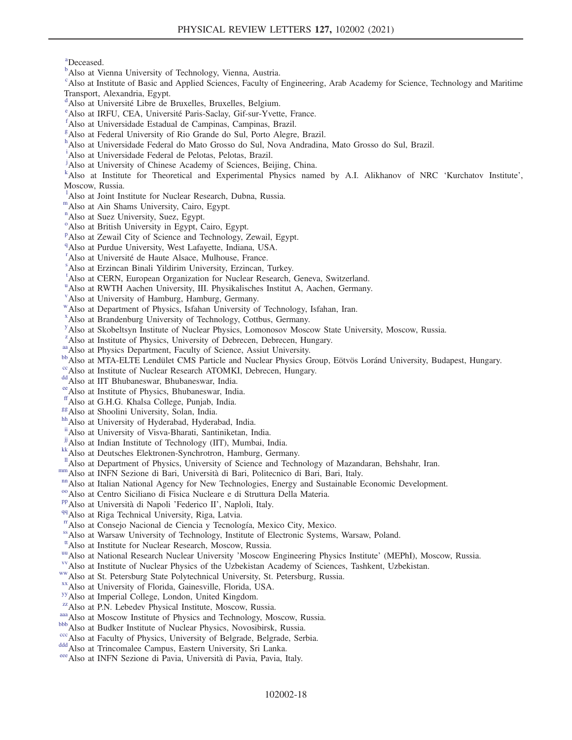[a]Deceased.
[b]Also at Vienna University of Technology, Vienna, Austria.
[c]Also at Institute of Basic and Applied Sciences, Faculty of Engineering, Arab Academy for Science, Technology and Maritime Transport, Alexandria, Egypt.
[d]Also at Université Libre de Bruxelles, Bruxelles, Belgium.
[e]Also at IRFU, CEA, Université Paris-Saclay, Gif-sur-Yvette, France.
[f]Also at Universidade Estadual de Campinas, Campinas, Brazil.
[g]Also at Federal University of Rio Grande do Sul, Porto Alegre, Brazil.
[h]Also at Universidade Federal do Mato Grosso do Sul, Nova Andradina, Mato Grosso do Sul, Brazil.
[i]Also at Universidade Federal de Pelotas, Pelotas, Brazil.
[j]Also at University of Chinese Academy of Sciences, Beijing, China.
[k]Also at Institute for Theoretical and Experimental Physics named by A.I. Alikhanov of NRC 'Kurchatov Institute', Moscow, Russia.
[l]Also at Joint Institute for Nuclear Research, Dubna, Russia.
[m]Also at Ain Shams University, Cairo, Egypt.
[n]Also at Suez University, Suez, Egypt.
[o]Also at British University in Egypt, Cairo, Egypt.
[p]Also at Zewail City of Science and Technology, Zewail, Egypt.
[q]Also at Purdue University, West Lafayette, Indiana, USA.
[r]Also at Université de Haute Alsace, Mulhouse, France.
[s]Also at Erzincan Binali Yildirim University, Erzincan, Turkey.
[t]Also at CERN, European Organization for Nuclear Research, Geneva, Switzerland.
[u]Also at RWTH Aachen University, III. Physikalisches Institut A, Aachen, Germany.
[v]Also at University of Hamburg, Hamburg, Germany.
[w]Also at Department of Physics, Isfahan University of Technology, Isfahan, Iran.
[x]Also at Brandenburg University of Technology, Cottbus, Germany.
[y]Also at Skobeltsyn Institute of Nuclear Physics, Lomonosov Moscow State University, Moscow, Russia.
[z]Also at Institute of Physics, University of Debrecen, Debrecen, Hungary.
[aa]Also at Physics Department, Faculty of Science, Assiut University.
[bb]Also at MTA-ELTE Lendület CMS Particle and Nuclear Physics Group, Eötvös Loránd University, Budapest, Hungary.
[cc]Also at Institute of Nuclear Research ATOMKI, Debrecen, Hungary.
[dd]Also at IIT Bhubaneswar, Bhubaneswar, India.
[ee]Also at Institute of Physics, Bhubaneswar, India.
[ff]Also at G.H.G. Khalsa College, Punjab, India.
[gg]Also at Shoolini University, Solan, India.
[hh]Also at University of Hyderabad, Hyderabad, India.
[ii]Also at University of Visva-Bharati, Santiniketan, India.
[jj]Also at Indian Institute of Technology (IIT), Mumbai, India.
[kk]Also at Deutsches Elektronen-Synchrotron, Hamburg, Germany.
[ll]Also at Department of Physics, University of Science and Technology of Mazandaran, Behshahr, Iran.
[mm]Also at INFN Sezione di Bari, Università di Bari, Politecnico di Bari, Bari, Italy.
[nn]Also at Italian National Agency for New Technologies, Energy and Sustainable Economic Development.
[oo]Also at Centro Siciliano di Fisica Nucleare e di Struttura Della Materia.
[pp]Also at Università di Napoli 'Federico II', Napoli, Italy.
[qq]Also at Riga Technical University, Riga, Latvia.
[rr]Also at Consejo Nacional de Ciencia y Tecnología, Mexico City, Mexico.
[ss]Also at Warsaw University of Technology, Institute of Electronic Systems, Warsaw, Poland.
[tt]Also at Institute for Nuclear Research, Moscow, Russia.
[uu]Also at National Research Nuclear University 'Moscow Engineering Physics Institute' (MEPhI), Moscow, Russia.
[vv]Also at Institute of Nuclear Physics of the Uzbekistan Academy of Sciences, Tashkent, Uzbekistan.
[ww]Also at St. Petersburg State Polytechnical University, St. Petersburg, Russia.
[xx]Also at University of Florida, Gainesville, Florida, USA.
[yy]Also at Imperial College, London, United Kingdom.
[zz]Also at P.N. Lebedev Physical Institute, Moscow, Russia.
[aaa]Also at Moscow Institute of Physics and Technology, Moscow, Russia.
[bbb]Also at Budker Institute of Nuclear Physics, Novosibirsk, Russia.
[ccc]Also at Faculty of Physics, University of Belgrade, Belgrade, Serbia.
[ddd]Also at Trincomalee Campus, Eastern University, Sri Lanka.
[eee]Also at INFN Sezione di Pavia, Università di Pavia, Pavia, Italy.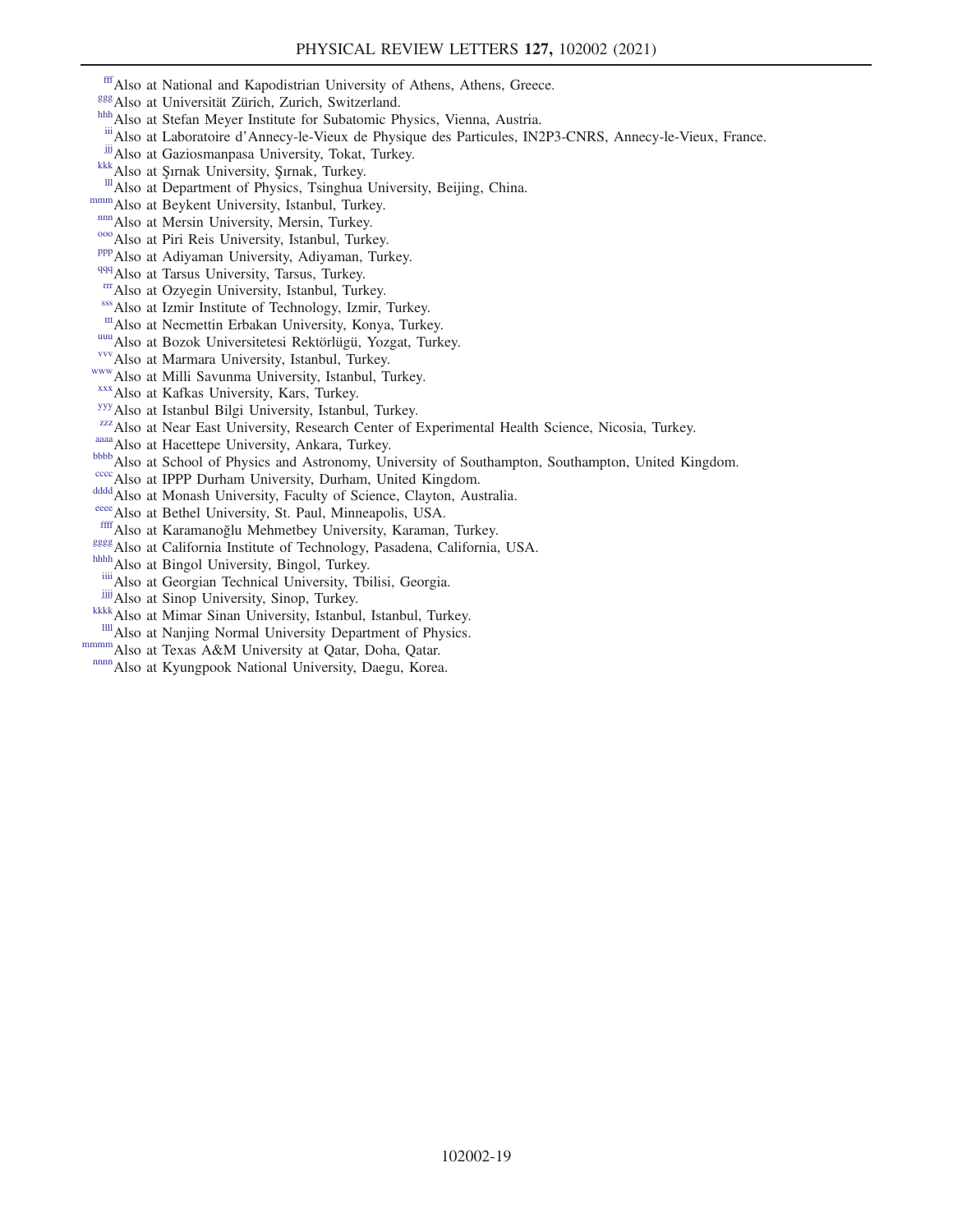[fff]Also at National and Kapodistrian University of Athens, Athens, Greece.
[ggg]Also at Universität Zürich, Zurich, Switzerland.
[hhh]Also at Stefan Meyer Institute for Subatomic Physics, Vienna, Austria.
[iii]Also at Laboratoire d'Annecy-le-Vieux de Physique des Particules, IN2P3-CNRS, Annecy-le-Vieux, France.
[jjj]Also at Gaziosmanpasa University, Tokat, Turkey.
[kkk]Also at Şırnak University, Şırnak, Turkey.
[lll]Also at Department of Physics, Tsinghua University, Beijing, China.
[mmm]Also at Beykent University, Istanbul, Turkey.
[nnn]Also at Mersin University, Mersin, Turkey.
[ooo]Also at Piri Reis University, Istanbul, Turkey.
[ppp]Also at Adiyaman University, Adiyaman, Turkey.
[qqq]Also at Tarsus University, Tarsus, Turkey.
[rrr]Also at Ozyegin University, Istanbul, Turkey.
[sss]Also at Izmir Institute of Technology, Izmir, Turkey.
[ttt]Also at Necmettin Erbakan University, Konya, Turkey.
[uuu]Also at Bozok Universitetesi Rektörlügü, Yozgat, Turkey.
[vvv]Also at Marmara University, Istanbul, Turkey.
[www]Also at Milli Savunma University, Istanbul, Turkey.
[xxx]Also at Kafkas University, Kars, Turkey.
[yyy]Also at Istanbul Bilgi University, Istanbul, Turkey.
[zzz]Also at Near East University, Research Center of Experimental Health Science, Nicosia, Turkey.
[aaaa]Also at Hacettepe University, Ankara, Turkey.
[bbbb]Also at School of Physics and Astronomy, University of Southampton, Southampton, United Kingdom.
[cccc]Also at IPPP Durham University, Durham, United Kingdom.
[dddd]Also at Monash University, Faculty of Science, Clayton, Australia.
[eeee]Also at Bethel University, St. Paul, Minneapolis, USA.
[ffff]Also at Karamanoğlu Mehmetbey University, Karaman, Turkey.
[gggg]Also at California Institute of Technology, Pasadena, California, USA.
[hhhh]Also at Bingol University, Bingol, Turkey.
[iiii]Also at Georgian Technical University, Tbilisi, Georgia.
[jjjj]Also at Sinop University, Sinop, Turkey.
[kkkk]Also at Mimar Sinan University, Istanbul, Istanbul, Turkey.
[llll]Also at Nanjing Normal University Department of Physics.
[mmmm]Also at Texas A&M University at Qatar, Doha, Qatar.
[nnnn]Also at Kyungpook National University, Daegu, Korea.